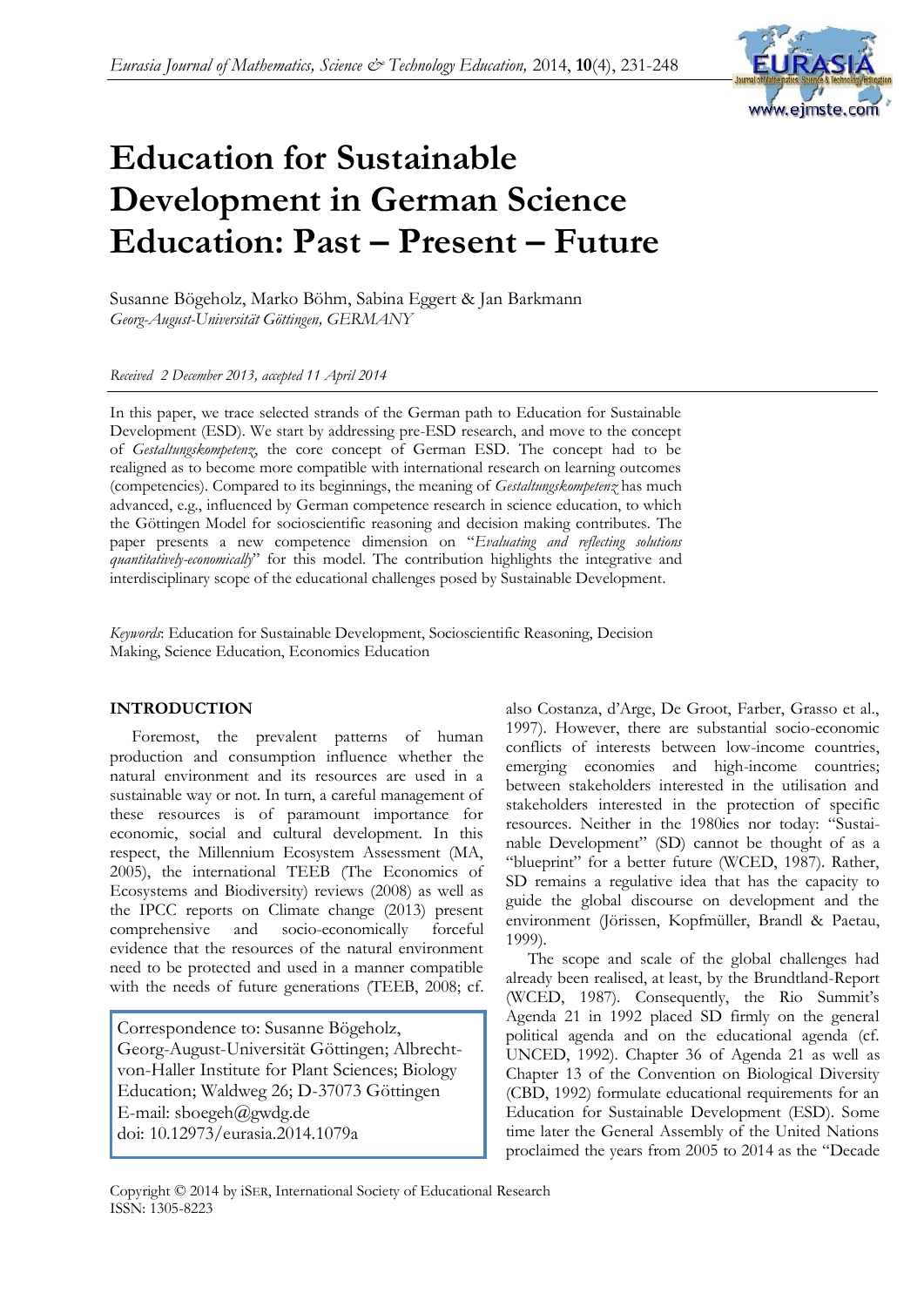# Education for Sustainable Development in German Science Education: Past – Present – Future

Susanne Bögeholz, Marko Böhm, Sabina Eggert & Jan Barkmann
*Georg-August-Universität Göttingen, GERMANY*

*Received 2 December 2013, accepted 11 April 2014*

In this paper, we trace selected strands of the German path to Education for Sustainable Development (ESD). We start by addressing pre-ESD research, and move to the concept of *Gestaltungskompetenz*, the core concept of German ESD. The concept had to be realigned as to become more compatible with international research on learning outcomes (competencies). Compared to its beginnings, the meaning of *Gestaltungskompetenz* has much advanced, e.g., influenced by German competence research in science education, to which the Göttingen Model for socioscientific reasoning and decision making contributes. The paper presents a new competence dimension on "*Evaluating and reflecting solutions quantitatively-economically*" for this model. The contribution highlights the integrative and interdisciplinary scope of the educational challenges posed by Sustainable Development.

*Keywords*: Education for Sustainable Development, Socioscientific Reasoning, Decision Making, Science Education, Economics Education

## INTRODUCTION

Foremost, the prevalent patterns of human production and consumption influence whether the natural environment and its resources are used in a sustainable way or not. In turn, a careful management of these resources is of paramount importance for economic, social and cultural development. In this respect, the Millennium Ecosystem Assessment (MA, 2005), the international TEEB (The Economics of Ecosystems and Biodiversity) reviews (2008) as well as the IPCC reports on Climate change (2013) present comprehensive and socio-economically forceful evidence that the resources of the natural environment need to be protected and used in a manner compatible with the needs of future generations (TEEB, 2008; cf. also Costanza, d'Arge, De Groot, Farber, Grasso et al., 1997). However, there are substantial socio-economic conflicts of interests between low-income countries, emerging economies and high-income countries; between stakeholders interested in the utilisation and stakeholders interested in the protection of specific resources. Neither in the 1980ies nor today: "Sustainable Development" (SD) cannot be thought of as a "blueprint" for a better future (WCED, 1987). Rather, SD remains a regulative idea that has the capacity to guide the global discourse on development and the environment (Jörissen, Kopfmüller, Brandl & Paetau, 1999).

The scope and scale of the global challenges had already been realised, at least, by the Brundtland-Report (WCED, 1987). Consequently, the Rio Summit's Agenda 21 in 1992 placed SD firmly on the general political agenda and on the educational agenda (cf. UNCED, 1992). Chapter 36 of Agenda 21 as well as Chapter 13 of the Convention on Biological Diversity (CBD, 1992) formulate educational requirements for an Education for Sustainable Development (ESD). Some time later the General Assembly of the United Nations proclaimed the years from 2005 to 2014 as the "Decade

Correspondence to: Susanne Bögeholz, Georg-August-Universität Göttingen; Albrecht-von-Haller Institute for Plant Sciences; Biology Education; Waldweg 26; D-37073 Göttingen
E-mail: sboegeh@gwdg.de
doi: 10.12973/eurasia.2014.1079a

Copyright © 2014 by iSER, International Society of Educational Research
ISSN: 1305-8223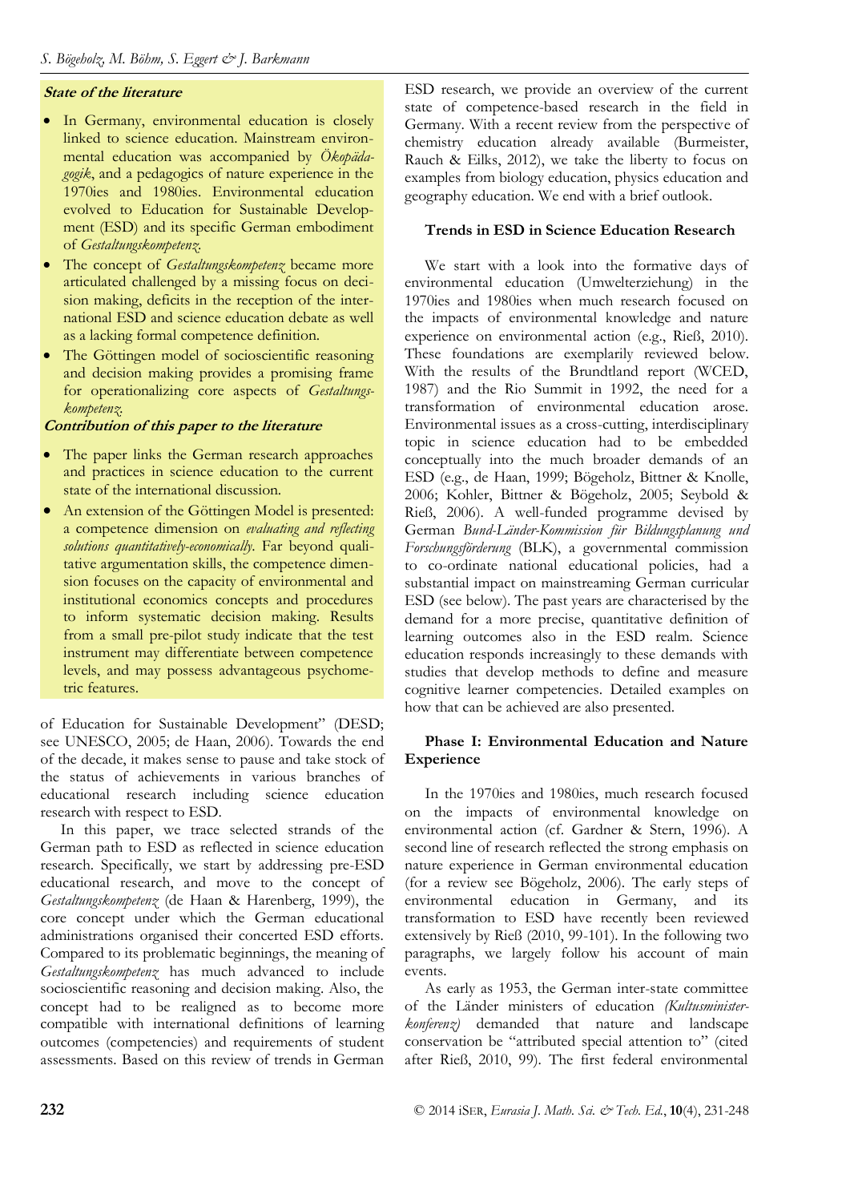**State of the literature**

- In Germany, environmental education is closely linked to science education. Mainstream environmental education was accompanied by *Ökopädagogik*, and a pedagogics of nature experience in the 1970ies and 1980ies. Environmental education evolved to Education for Sustainable Development (ESD) and its specific German embodiment of *Gestaltungskompetenz*.
- The concept of *Gestaltungskompetenz* became more articulated challenged by a missing focus on decision making, deficits in the reception of the international ESD and science education debate as well as a lacking formal competence definition.
- The Göttingen model of socioscientific reasoning and decision making provides a promising frame for operationalizing core aspects of *Gestaltungskompetenz*.

**Contribution of this paper to the literature**

- The paper links the German research approaches and practices in science education to the current state of the international discussion.
- An extension of the Göttingen Model is presented: a competence dimension on *evaluating and reflecting solutions quantitatively-economically*. Far beyond qualitative argumentation skills, the competence dimension focuses on the capacity of environmental and institutional economics concepts and procedures to inform systematic decision making. Results from a small pre-pilot study indicate that the test instrument may differentiate between competence levels, and may possess advantageous psychometric features.

of Education for Sustainable Development" (DESD; see UNESCO, 2005; de Haan, 2006). Towards the end of the decade, it makes sense to pause and take stock of the status of achievements in various branches of educational research including science education research with respect to ESD.

In this paper, we trace selected strands of the German path to ESD as reflected in science education research. Specifically, we start by addressing pre-ESD educational research, and move to the concept of *Gestaltungskompetenz* (de Haan & Harenberg, 1999), the core concept under which the German educational administrations organised their concerted ESD efforts. Compared to its problematic beginnings, the meaning of *Gestaltungskompetenz* has much advanced to include socioscientific reasoning and decision making. Also, the concept had to be realigned as to become more compatible with international definitions of learning outcomes (competencies) and requirements of student assessments. Based on this review of trends in German ESD research, we provide an overview of the current state of competence-based research in the field in Germany. With a recent review from the perspective of chemistry education already available (Burmeister, Rauch & Eilks, 2012), we take the liberty to focus on examples from biology education, physics education and geography education. We end with a brief outlook.

## Trends in ESD in Science Education Research

We start with a look into the formative days of environmental education (Umwelterziehung) in the 1970ies and 1980ies when much research focused on the impacts of environmental knowledge and nature experience on environmental action (e.g., Rieß, 2010). These foundations are exemplarily reviewed below. With the results of the Brundtland report (WCED, 1987) and the Rio Summit in 1992, the need for a transformation of environmental education arose. Environmental issues as a cross-cutting, interdisciplinary topic in science education had to be embedded conceptually into the much broader demands of an ESD (e.g., de Haan, 1999; Bögeholz, Bittner & Knolle, 2006; Kohler, Bittner & Bögeholz, 2005; Seybold & Rieß, 2006). A well-funded programme devised by German *Bund-Länder-Kommission für Bildungsplanung und Forschungsförderung* (BLK), a governmental commission to co-ordinate national educational policies, had a substantial impact on mainstreaming German curricular ESD (see below). The past years are characterised by the demand for a more precise, quantitative definition of learning outcomes also in the ESD realm. Science education responds increasingly to these demands with studies that develop methods to define and measure cognitive learner competencies. Detailed examples on how that can be achieved are also presented.

## Phase I: Environmental Education and Nature Experience

In the 1970ies and 1980ies, much research focused on the impacts of environmental knowledge on environmental action (cf. Gardner & Stern, 1996). A second line of research reflected the strong emphasis on nature experience in German environmental education (for a review see Bögeholz, 2006). The early steps of environmental education in Germany, and its transformation to ESD have recently been reviewed extensively by Rieß (2010, 99-101). In the following two paragraphs, we largely follow his account of main events.

As early as 1953, the German inter-state committee of the Länder ministers of education *(Kultusministerkonferenz)* demanded that nature and landscape conservation be "attributed special attention to" (cited after Rieß, 2010, 99). The first federal environmental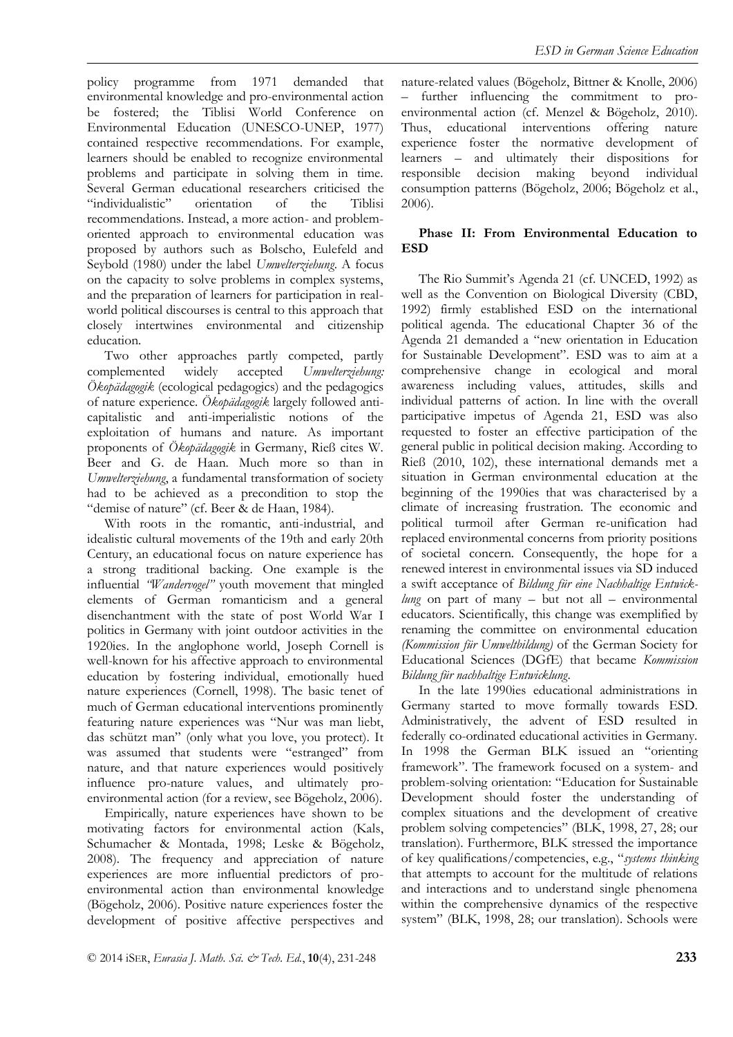policy programme from 1971 demanded that environmental knowledge and pro-environmental action be fostered; the Tiblisi World Conference on Environmental Education (UNESCO-UNEP, 1977) contained respective recommendations. For example, learners should be enabled to recognize environmental problems and participate in solving them in time. Several German educational researchers criticised the "individualistic" orientation of the Tiblisi recommendations. Instead, a more action- and problem-oriented approach to environmental education was proposed by authors such as Bolscho, Eulefeld and Seybold (1980) under the label *Umwelterziehung*. A focus on the capacity to solve problems in complex systems, and the preparation of learners for participation in real-world political discourses is central to this approach that closely intertwines environmental and citizenship education.

Two other approaches partly competed, partly complemented widely accepted *Umwelterziehung: Ökopädagogik* (ecological pedagogics) and the pedagogics of nature experience. *Ökopädagogik* largely followed anti-capitalistic and anti-imperialistic notions of the exploitation of humans and nature. As important proponents of *Ökopädagogik* in Germany, Rieß cites W. Beer and G. de Haan. Much more so than in *Umwelterziehung*, a fundamental transformation of society had to be achieved as a precondition to stop the "demise of nature" (cf. Beer & de Haan, 1984).

With roots in the romantic, anti-industrial, and idealistic cultural movements of the 19th and early 20th Century, an educational focus on nature experience has a strong traditional backing. One example is the influential *"Wandervogel"* youth movement that mingled elements of German romanticism and a general disenchantment with the state of post World War I politics in Germany with joint outdoor activities in the 1920ies. In the anglophone world, Joseph Cornell is well-known for his affective approach to environmental education by fostering individual, emotionally hued nature experiences (Cornell, 1998). The basic tenet of much of German educational interventions prominently featuring nature experiences was "Nur was man liebt, das schützt man" (only what you love, you protect). It was assumed that students were "estranged" from nature, and that nature experiences would positively influence pro-nature values, and ultimately pro-environmental action (for a review, see Bögeholz, 2006).

Empirically, nature experiences have shown to be motivating factors for environmental action (Kals, Schumacher & Montada, 1998; Leske & Bögeholz, 2008). The frequency and appreciation of nature experiences are more influential predictors of pro-environmental action than environmental knowledge (Bögeholz, 2006). Positive nature experiences foster the development of positive affective perspectives and nature-related values (Bögeholz, Bittner & Knolle, 2006) – further influencing the commitment to pro-environmental action (cf. Menzel & Bögeholz, 2010). Thus, educational interventions offering nature experience foster the normative development of learners – and ultimately their dispositions for responsible decision making beyond individual consumption patterns (Bögeholz, 2006; Bögeholz et al., 2006).

### Phase II: From Environmental Education to ESD

The Rio Summit's Agenda 21 (cf. UNCED, 1992) as well as the Convention on Biological Diversity (CBD, 1992) firmly established ESD on the international political agenda. The educational Chapter 36 of the Agenda 21 demanded a "new orientation in Education for Sustainable Development". ESD was to aim at a comprehensive change in ecological and moral awareness including values, attitudes, skills and individual patterns of action. In line with the overall participative impetus of Agenda 21, ESD was also requested to foster an effective participation of the general public in political decision making. According to Rieß (2010, 102), these international demands met a situation in German environmental education at the beginning of the 1990ies that was characterised by a climate of increasing frustration. The economic and political turmoil after German re-unification had replaced environmental concerns from priority positions of societal concern. Consequently, the hope for a renewed interest in environmental issues via SD induced a swift acceptance of *Bildung für eine Nachhaltige Entwicklung* on part of many – but not all – environmental educators. Scientifically, this change was exemplified by renaming the committee on environmental education *(Kommission für Umweltbildung)* of the German Society for Educational Sciences (DGfE) that became *Kommission Bildung für nachhaltige Entwicklung*.

In the late 1990ies educational administrations in Germany started to move formally towards ESD. Administratively, the advent of ESD resulted in federally co-ordinated educational activities in Germany. In 1998 the German BLK issued an "orienting framework". The framework focused on a system- and problem-solving orientation: "Education for Sustainable Development should foster the understanding of complex situations and the development of creative problem solving competencies" (BLK, 1998, 27, 28; our translation). Furthermore, BLK stressed the importance of key qualifications/competencies, e.g., "*systems thinking* that attempts to account for the multitude of relations and interactions and to understand single phenomena within the comprehensive dynamics of the respective system" (BLK, 1998, 28; our translation). Schools were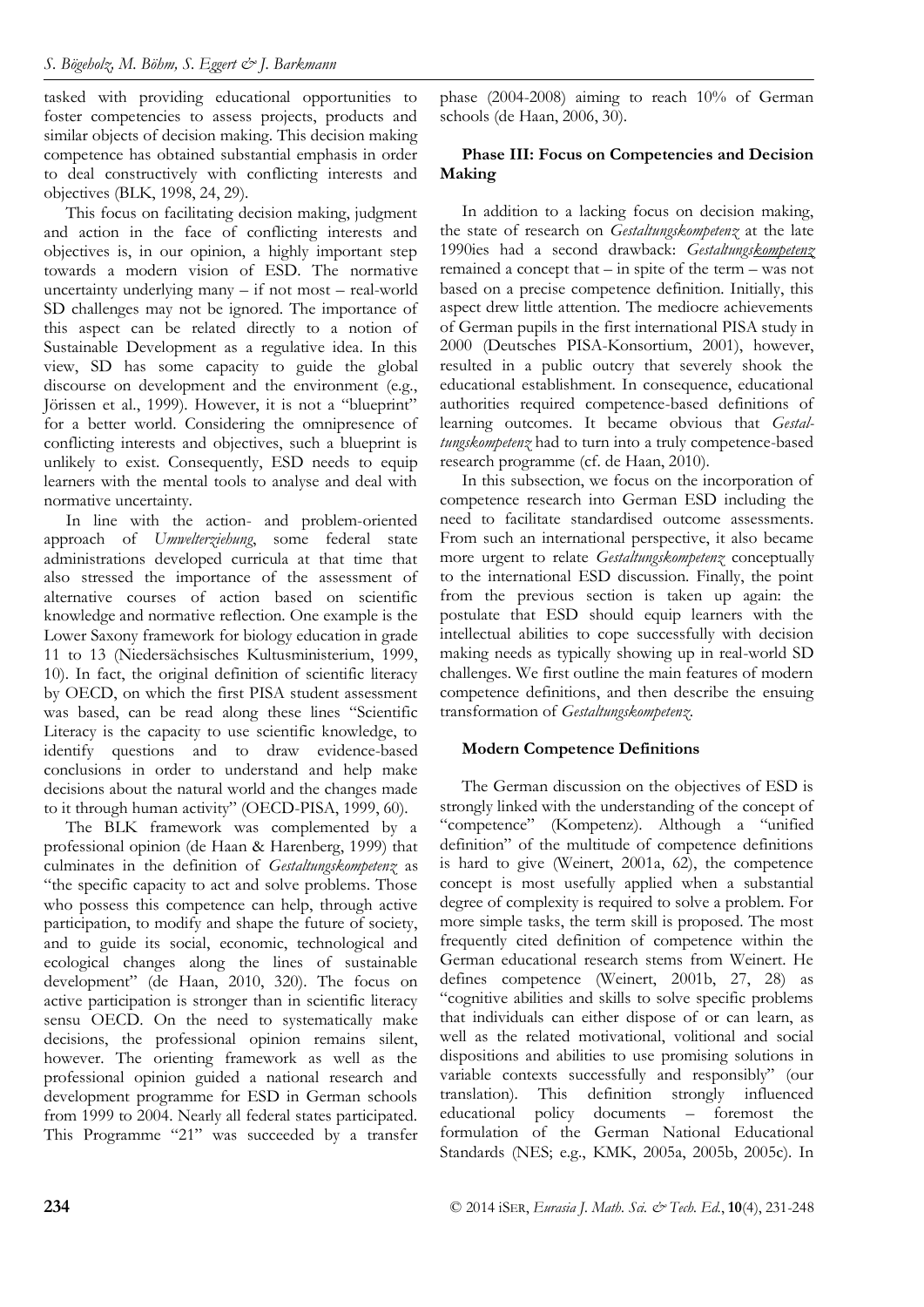tasked with providing educational opportunities to foster competencies to assess projects, products and similar objects of decision making. This decision making competence has obtained substantial emphasis in order to deal constructively with conflicting interests and objectives (BLK, 1998, 24, 29).

This focus on facilitating decision making, judgment and action in the face of conflicting interests and objectives is, in our opinion, a highly important step towards a modern vision of ESD. The normative uncertainty underlying many – if not most – real-world SD challenges may not be ignored. The importance of this aspect can be related directly to a notion of Sustainable Development as a regulative idea. In this view, SD has some capacity to guide the global discourse on development and the environment (e.g., Jörissen et al., 1999). However, it is not a "blueprint" for a better world. Considering the omnipresence of conflicting interests and objectives, such a blueprint is unlikely to exist. Consequently, ESD needs to equip learners with the mental tools to analyse and deal with normative uncertainty.

In line with the action- and problem-oriented approach of *Umwelterziehung*, some federal state administrations developed curricula at that time that also stressed the importance of the assessment of alternative courses of action based on scientific knowledge and normative reflection. One example is the Lower Saxony framework for biology education in grade 11 to 13 (Niedersächsisches Kultusministerium, 1999, 10). In fact, the original definition of scientific literacy by OECD, on which the first PISA student assessment was based, can be read along these lines "Scientific Literacy is the capacity to use scientific knowledge, to identify questions and to draw evidence-based conclusions in order to understand and help make decisions about the natural world and the changes made to it through human activity" (OECD-PISA, 1999, 60).

The BLK framework was complemented by a professional opinion (de Haan & Harenberg, 1999) that culminates in the definition of *Gestaltungskompetenz* as "the specific capacity to act and solve problems. Those who possess this competence can help, through active participation, to modify and shape the future of society, and to guide its social, economic, technological and ecological changes along the lines of sustainable development" (de Haan, 2010, 320). The focus on active participation is stronger than in scientific literacy sensu OECD. On the need to systematically make decisions, the professional opinion remains silent, however. The orienting framework as well as the professional opinion guided a national research and development programme for ESD in German schools from 1999 to 2004. Nearly all federal states participated. This Programme "21" was succeeded by a transfer phase (2004-2008) aiming to reach 10% of German schools (de Haan, 2006, 30).

### Phase III: Focus on Competencies and Decision Making

In addition to a lacking focus on decision making, the state of research on *Gestaltungskompetenz* at the late 1990ies had a second drawback: *Gestaltungs<u>kompetenz</u>* remained a concept that – in spite of the term – was not based on a precise competence definition. Initially, this aspect drew little attention. The mediocre achievements of German pupils in the first international PISA study in 2000 (Deutsches PISA-Konsortium, 2001), however, resulted in a public outcry that severely shook the educational establishment. In consequence, educational authorities required competence-based definitions of learning outcomes. It became obvious that *Gestaltungskompetenz* had to turn into a truly competence-based research programme (cf. de Haan, 2010).

In this subsection, we focus on the incorporation of competence research into German ESD including the need to facilitate standardised outcome assessments. From such an international perspective, it also became more urgent to relate *Gestaltungskompetenz* conceptually to the international ESD discussion. Finally, the point from the previous section is taken up again: the postulate that ESD should equip learners with the intellectual abilities to cope successfully with decision making needs as typically showing up in real-world SD challenges. We first outline the main features of modern competence definitions, and then describe the ensuing transformation of *Gestaltungskompetenz*.

### Modern Competence Definitions

The German discussion on the objectives of ESD is strongly linked with the understanding of the concept of "competence" (Kompetenz). Although a "unified definition" of the multitude of competence definitions is hard to give (Weinert, 2001a, 62), the competence concept is most usefully applied when a substantial degree of complexity is required to solve a problem. For more simple tasks, the term skill is proposed. The most frequently cited definition of competence within the German educational research stems from Weinert. He defines competence (Weinert, 2001b, 27, 28) as "cognitive abilities and skills to solve specific problems that individuals can either dispose of or can learn, as well as the related motivational, volitional and social dispositions and abilities to use promising solutions in variable contexts successfully and responsibly" (our translation). This definition strongly influenced educational policy documents – foremost the formulation of the German National Educational Standards (NES; e.g., KMK, 2005a, 2005b, 2005c). In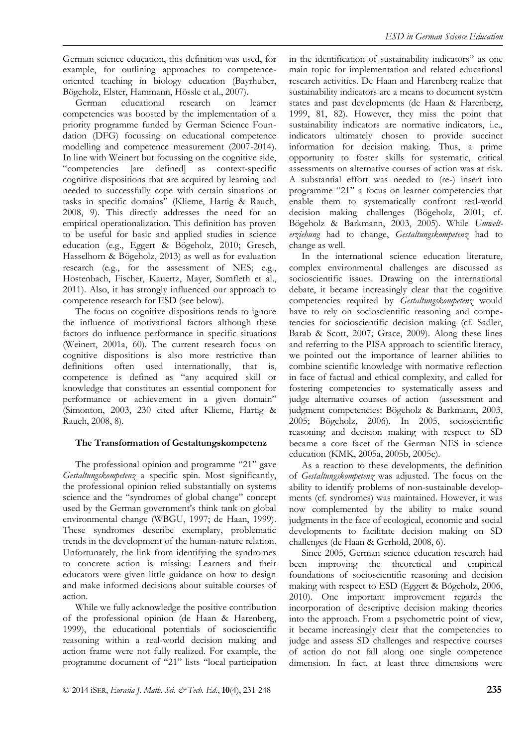German science education, this definition was used, for example, for outlining approaches to competence-oriented teaching in biology education (Bayrhuber, Bögeholz, Elster, Hammann, Hössle et al., 2007).

German educational research on learner competencies was boosted by the implementation of a priority programme funded by German Science Foundation (DFG) focussing on educational competence modelling and competence measurement (2007-2014). In line with Weinert but focussing on the cognitive side, "competencies [are defined] as context-specific cognitive dispositions that are acquired by learning and needed to successfully cope with certain situations or tasks in specific domains" (Klieme, Hartig & Rauch, 2008, 9). This directly addresses the need for an empirical operationalization. This definition has proven to be useful for basic and applied studies in science education (e.g., Eggert & Bögeholz, 2010; Gresch, Hasselhorn & Bögeholz, 2013) as well as for evaluation research (e.g., for the assessment of NES; e.g., Hostenbach, Fischer, Kauertz, Mayer, Sumfleth et al., 2011). Also, it has strongly influenced our approach to competence research for ESD (see below).

The focus on cognitive dispositions tends to ignore the influence of motivational factors although these factors do influence performance in specific situations (Weinert, 2001a, 60). The current research focus on cognitive dispositions is also more restrictive than definitions often used internationally, that is, competence is defined as "any acquired skill or knowledge that constitutes an essential component for performance or achievement in a given domain" (Simonton, 2003, 230 cited after Klieme, Hartig & Rauch, 2008, 8).

## The Transformation of Gestaltungskompetenz

The professional opinion and programme "21" gave *Gestaltungskompetenz* a specific spin. Most significantly, the professional opinion relied substantially on systems science and the "syndromes of global change" concept used by the German government's think tank on global environmental change (WBGU, 1997; de Haan, 1999). These syndromes describe exemplary, problematic trends in the development of the human-nature relation. Unfortunately, the link from identifying the syndromes to concrete action is missing: Learners and their educators were given little guidance on how to design and make informed decisions about suitable courses of action.

While we fully acknowledge the positive contribution of the professional opinion (de Haan & Harenberg, 1999), the educational potentials of socioscientific reasoning within a real-world decision making and action frame were not fully realized. For example, the programme document of "21" lists "local participation in the identification of sustainability indicators" as one main topic for implementation and related educational research activities. De Haan and Harenberg realize that sustainability indicators are a means to document system states and past developments (de Haan & Harenberg, 1999, 81, 82). However, they miss the point that sustainability indicators are normative indicators, i.e., indicators ultimately chosen to provide succinct information for decision making. Thus, a prime opportunity to foster skills for systematic, critical assessments on alternative courses of action was at risk. A substantial effort was needed to (re-) insert into programme "21" a focus on learner competencies that enable them to systematically confront real-world decision making challenges (Bögeholz, 2001; cf. Bögeholz & Barkmann, 2003, 2005). While *Umwelterziehung* had to change, *Gestaltungskompetenz* had to change as well.

In the international science education literature, complex environmental challenges are discussed as socioscientific issues. Drawing on the international debate, it became increasingly clear that the cognitive competencies required by *Gestaltungskompetenz* would have to rely on socioscientific reasoning and competencies for socioscientific decision making (cf. Sadler, Barab & Scott, 2007; Grace, 2009). Along these lines and referring to the PISA approach to scientific literacy, we pointed out the importance of learner abilities to combine scientific knowledge with normative reflection in face of factual and ethical complexity, and called for fostering competencies to systematically assess and judge alternative courses of action (assessment and judgment competencies: Bögeholz & Barkmann, 2003, 2005; Bögeholz, 2006). In 2005, socioscientific reasoning and decision making with respect to SD became a core facet of the German NES in science education (KMK, 2005a, 2005b, 2005c).

As a reaction to these developments, the definition of *Gestaltungskompetenz* was adjusted. The focus on the ability to identify problems of non-sustainable developments (cf. syndromes) was maintained. However, it was now complemented by the ability to make sound judgments in the face of ecological, economic and social developments to facilitate decision making on SD challenges (de Haan & Gerhold, 2008, 6).

Since 2005, German science education research had been improving the theoretical and empirical foundations of socioscientific reasoning and decision making with respect to ESD (Eggert & Bögeholz, 2006, 2010). One important improvement regards the incorporation of descriptive decision making theories into the approach. From a psychometric point of view, it became increasingly clear that the competencies to judge and assess SD challenges and respective courses of action do not fall along one single competence dimension. In fact, at least three dimensions were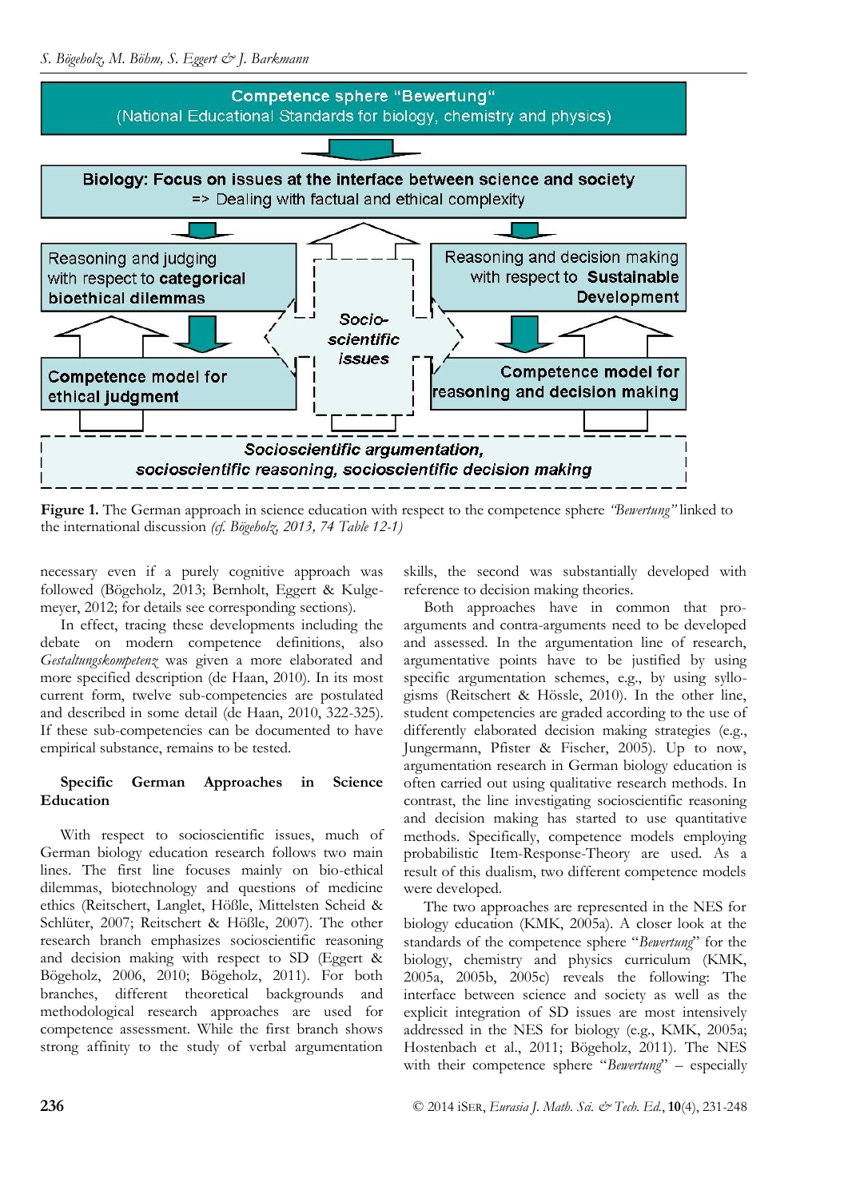Competence sphere "Bewertung"
(National Educational Standards for biology, chemistry and physics)

Biology: Focus on issues at the interface between science and society
=> Dealing with factual and ethical complexity

Reasoning and judging with respect to **categorical bioethical dilemmas**

Reasoning and decision making with respect to **Sustainable Development**

*Socio-scientific issues*

**Competence model for ethical judgment**

**Competence model for reasoning and decision making**

*Socioscientific argumentation, socioscientific reasoning, socioscientific decision making*

**Figure 1.** The German approach in science education with respect to the competence sphere *"Bewertung"* linked to the international discussion *(cf. Bögeholz, 2013, 74 Table 12-1)*

necessary even if a purely cognitive approach was followed (Bögeholz, 2013; Bernholt, Eggert & Kulgemeyer, 2012; for details see corresponding sections).

In effect, tracing these developments including the debate on modern competence definitions, also *Gestaltungskompetenz* was given a more elaborated and more specified description (de Haan, 2010). In its most current form, twelve sub-competencies are postulated and described in some detail (de Haan, 2010, 322-325). If these sub-competencies can be documented to have empirical substance, remains to be tested.

## Specific German Approaches in Science Education

With respect to socioscientific issues, much of German biology education research follows two main lines. The first line focuses mainly on bio-ethical dilemmas, biotechnology and questions of medicine ethics (Reitschert, Langlet, Hößle, Mittelsten Scheid & Schlüter, 2007; Reitschert & Hößle, 2007). The other research branch emphasizes socioscientific reasoning and decision making with respect to SD (Eggert & Bögeholz, 2006, 2010; Bögeholz, 2011). For both branches, different theoretical backgrounds and methodological research approaches are used for competence assessment. While the first branch shows strong affinity to the study of verbal argumentation skills, the second was substantially developed with reference to decision making theories.

Both approaches have in common that pro-arguments and contra-arguments need to be developed and assessed. In the argumentation line of research, argumentative points have to be justified by using specific argumentation schemes, e.g., by using syllogisms (Reitschert & Hössle, 2010). In the other line, student competencies are graded according to the use of differently elaborated decision making strategies (e.g., Jungermann, Pfister & Fischer, 2005). Up to now, argumentation research in German biology education is often carried out using qualitative research methods. In contrast, the line investigating socioscientific reasoning and decision making has started to use quantitative methods. Specifically, competence models employing probabilistic Item-Response-Theory are used. As a result of this dualism, two different competence models were developed.

The two approaches are represented in the NES for biology education (KMK, 2005a). A closer look at the standards of the competence sphere "*Bewertung*" for the biology, chemistry and physics curriculum (KMK, 2005a, 2005b, 2005c) reveals the following: The interface between science and society as well as the explicit integration of SD issues are most intensively addressed in the NES for biology (e.g., KMK, 2005a; Hostenbach et al., 2011; Bögeholz, 2011). The NES with their competence sphere "*Bewertung*" – especially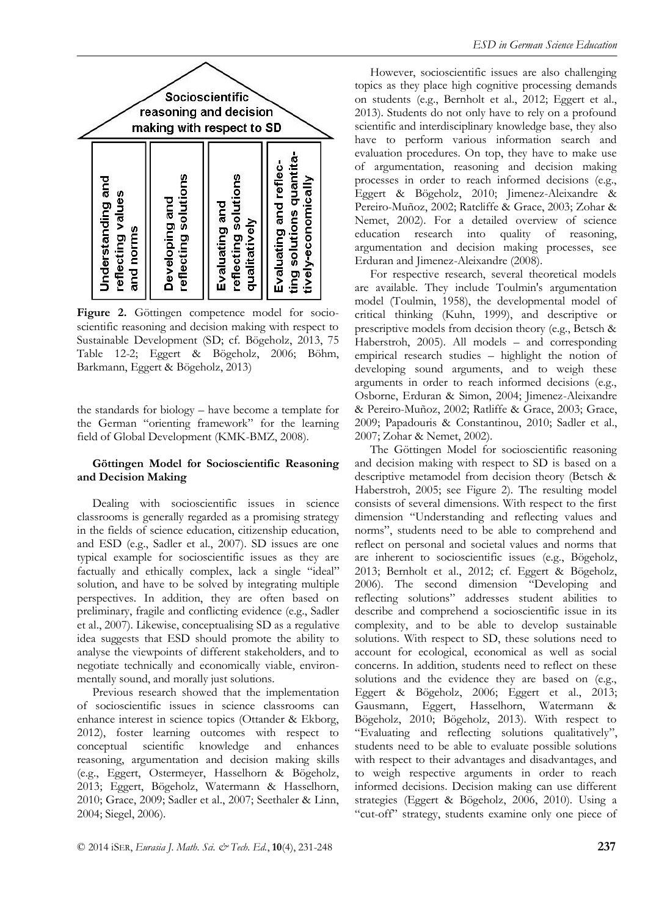Socioscientific reasoning and decision making with respect to SD

| Understanding and reflecting values and norms | Developing and reflecting solutions | Evaluating and reflecting solutions qualitatively | Evaluating and reflecting solutions quantitatively-economically |
|---|---|---|---|

**Figure 2.** Göttingen competence model for socioscientific reasoning and decision making with respect to Sustainable Development (SD; cf. Bögeholz, 2013, 75 Table 12-2; Eggert & Bögeholz, 2006; Böhm, Barkmann, Eggert & Bögeholz, 2013)

the standards for biology – have become a template for the German "orienting framework" for the learning field of Global Development (KMK-BMZ, 2008).

### Göttingen Model for Socioscientific Reasoning and Decision Making

Dealing with socioscientific issues in science classrooms is generally regarded as a promising strategy in the fields of science education, citizenship education, and ESD (e.g., Sadler et al., 2007). SD issues are one typical example for socioscientific issues as they are factually and ethically complex, lack a single "ideal" solution, and have to be solved by integrating multiple perspectives. In addition, they are often based on preliminary, fragile and conflicting evidence (e.g., Sadler et al., 2007). Likewise, conceptualising SD as a regulative idea suggests that ESD should promote the ability to analyse the viewpoints of different stakeholders, and to negotiate technically and economically viable, environmentally sound, and morally just solutions.

Previous research showed that the implementation of socioscientific issues in science classrooms can enhance interest in science topics (Ottander & Ekborg, 2012), foster learning outcomes with respect to conceptual scientific knowledge and enhances reasoning, argumentation and decision making skills (e.g., Eggert, Ostermeyer, Hasselhorn & Bögeholz, 2013; Eggert, Bögeholz, Watermann & Hasselhorn, 2010; Grace, 2009; Sadler et al., 2007; Seethaler & Linn, 2004; Siegel, 2006).

However, socioscientific issues are also challenging topics as they place high cognitive processing demands on students (e.g., Bernholt et al., 2012; Eggert et al., 2013). Students do not only have to rely on a profound scientific and interdisciplinary knowledge base, they also have to perform various information search and evaluation procedures. On top, they have to make use of argumentation, reasoning and decision making processes in order to reach informed decisions (e.g., Eggert & Bögeholz, 2010; Jimenez-Aleixandre & Pereiro-Muñoz, 2002; Ratcliffe & Grace, 2003; Zohar & Nemet, 2002). For a detailed overview of science education research into quality of reasoning, argumentation and decision making processes, see Erduran and Jimenez-Aleixandre (2008).

For respective research, several theoretical models are available. They include Toulmin's argumentation model (Toulmin, 1958), the developmental model of critical thinking (Kuhn, 1999), and descriptive or prescriptive models from decision theory (e.g., Betsch & Haberstroh, 2005). All models – and corresponding empirical research studies – highlight the notion of developing sound arguments, and to weigh these arguments in order to reach informed decisions (e.g., Osborne, Erduran & Simon, 2004; Jimenez-Aleixandre & Pereiro-Muñoz, 2002; Ratliffe & Grace, 2003; Grace, 2009; Papadouris & Constantinou, 2010; Sadler et al., 2007; Zohar & Nemet, 2002).

The Göttingen Model for socioscientific reasoning and decision making with respect to SD is based on a descriptive metamodel from decision theory (Betsch & Haberstroh, 2005; see Figure 2). The resulting model consists of several dimensions. With respect to the first dimension "Understanding and reflecting values and norms", students need to be able to comprehend and reflect on personal and societal values and norms that are inherent to socioscientific issues (e.g., Bögeholz, 2013; Bernholt et al., 2012; cf. Eggert & Bögeholz, 2006). The second dimension "Developing and reflecting solutions" addresses student abilities to describe and comprehend a socioscientific issue in its complexity, and to be able to develop sustainable solutions. With respect to SD, these solutions need to account for ecological, economical as well as social concerns. In addition, students need to reflect on these solutions and the evidence they are based on (e.g., Eggert & Bögeholz, 2006; Eggert et al., 2013; Gausmann, Eggert, Hasselhorn, Watermann & Bögeholz, 2010; Bögeholz, 2013). With respect to "Evaluating and reflecting solutions qualitatively", students need to be able to evaluate possible solutions with respect to their advantages and disadvantages, and to weigh respective arguments in order to reach informed decisions. Decision making can use different strategies (Eggert & Bögeholz, 2006, 2010). Using a "cut-off" strategy, students examine only one piece of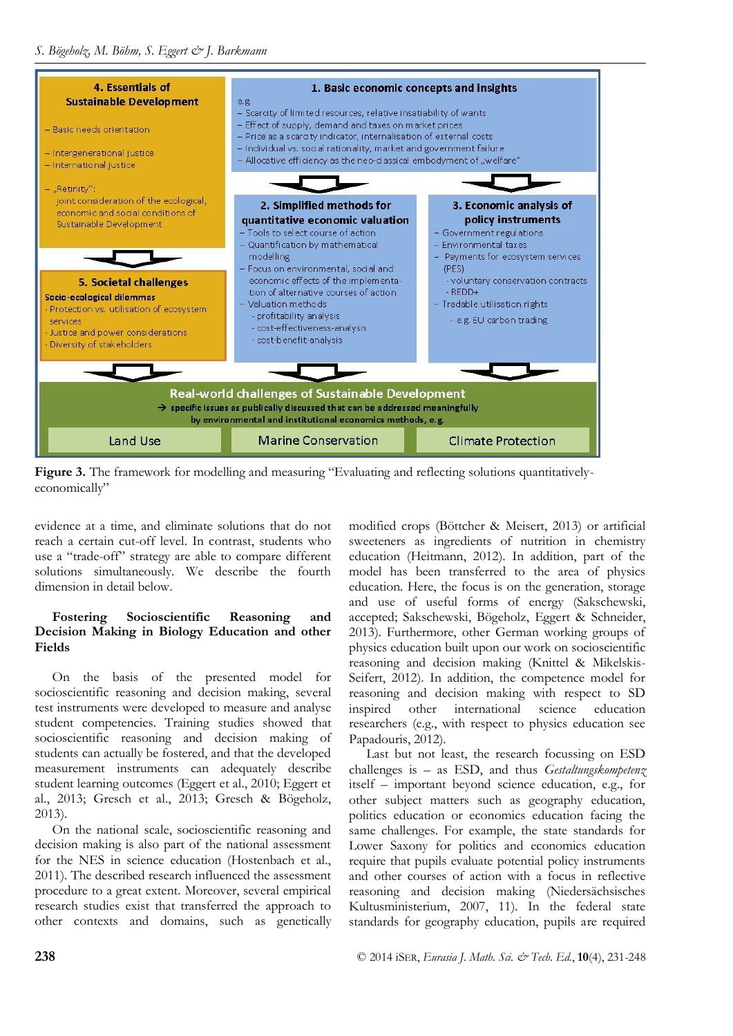**4. Essentials of Sustainable Development**

- Basic needs orientation
- Intergenerational justice
- International justice
- „Retinity": joint consideration of the ecological, economic and social conditions of Sustainable Development

**5. Societal challenges**

Socio-ecological dilemmas

- Protection vs. utilisation of ecosystem services
- Justice and power considerations
- Diversity of stakeholders

**1. Basic economic concepts and insights**

e.g.

- Scarcity of limited resources, relative insatiability of wants
- Effect of supply, demand and taxes on market prices
- Price as a scarcity indicator, internalisation of external costs
- Individual vs. social rationality, market and government failure
- Allocative efficiency as the neo-classical embodiment of „welfare"

**2. Simplified methods for quantitative economic valuation**

- Tools to select course of action
- Quantification by mathematical modelling
- Focus on environmental, social and economic effects of the implementation of alternative courses of action
- Valuation methods
  - profitability analysis
  - cost-effectiveness-analysis
  - cost-benefit-analysis

**3. Economic analysis of policy instruments**

- Government regulations
- Environmental taxes
- Payments for ecosystem services (PES)
  - voluntary conservation contracts
  - REDD+
- Tradable utilisation rights
  - e.g. EU carbon trading

**Real-world challenges of Sustainable Development**

→ specific issues as publically discussed that can be addressed meaningfully by environmental and institutional economics methods, e.g.

Land Use | Marine Conservation | Climate Protection

**Figure 3.** The framework for modelling and measuring "Evaluating and reflecting solutions quantitatively-economically"

evidence at a time, and eliminate solutions that do not reach a certain cut-off level. In contrast, students who use a "trade-off" strategy are able to compare different solutions simultaneously. We describe the fourth dimension in detail below.

## Fostering Socioscientific Reasoning and Decision Making in Biology Education and other Fields

On the basis of the presented model for socioscientific reasoning and decision making, several test instruments were developed to measure and analyse student competencies. Training studies showed that socioscientific reasoning and decision making of students can actually be fostered, and that the developed measurement instruments can adequately describe student learning outcomes (Eggert et al., 2010; Eggert et al., 2013; Gresch et al., 2013; Gresch & Bögeholz, 2013).

On the national scale, socioscientific reasoning and decision making is also part of the national assessment for the NES in science education (Hostenbach et al., 2011). The described research influenced the assessment procedure to a great extent. Moreover, several empirical research studies exist that transferred the approach to other contexts and domains, such as genetically modified crops (Böttcher & Meisert, 2013) or artificial sweeteners as ingredients of nutrition in chemistry education (Heitmann, 2012). In addition, part of the model has been transferred to the area of physics education. Here, the focus is on the generation, storage and use of useful forms of energy (Sakschewski, accepted; Sakschewski, Bögeholz, Eggert & Schneider, 2013). Furthermore, other German working groups of physics education built upon our work on socioscientific reasoning and decision making (Knittel & Mikelskis-Seifert, 2012). In addition, the competence model for reasoning and decision making with respect to SD inspired other international science education researchers (e.g., with respect to physics education see Papadouris, 2012).

Last but not least, the research focussing on ESD challenges is – as ESD, and thus *Gestaltungskompetenz* itself – important beyond science education, e.g., for other subject matters such as geography education, politics education or economics education facing the same challenges. For example, the state standards for Lower Saxony for politics and economics education require that pupils evaluate potential policy instruments and other courses of action with a focus in reflective reasoning and decision making (Niedersächsisches Kultusministerium, 2007, 11). In the federal state standards for geography education, pupils are required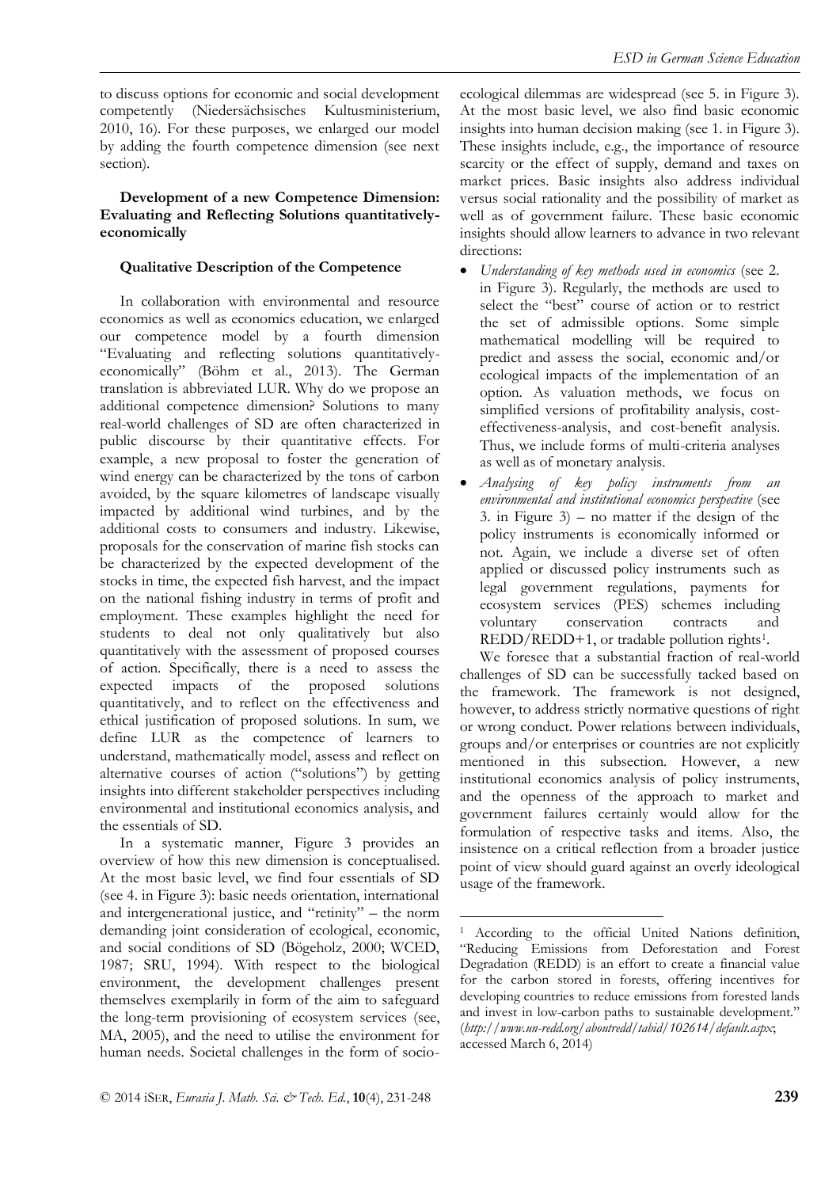to discuss options for economic and social development competently (Niedersächsisches Kultusministerium, 2010, 16). For these purposes, we enlarged our model by adding the fourth competence dimension (see next section).

## Development of a new Competence Dimension: Evaluating and Reflecting Solutions quantitatively-economically

### Qualitative Description of the Competence

In collaboration with environmental and resource economics as well as economics education, we enlarged our competence model by a fourth dimension "Evaluating and reflecting solutions quantitatively-economically" (Böhm et al., 2013). The German translation is abbreviated LUR. Why do we propose an additional competence dimension? Solutions to many real-world challenges of SD are often characterized in public discourse by their quantitative effects. For example, a new proposal to foster the generation of wind energy can be characterized by the tons of carbon avoided, by the square kilometres of landscape visually impacted by additional wind turbines, and by the additional costs to consumers and industry. Likewise, proposals for the conservation of marine fish stocks can be characterized by the expected development of the stocks in time, the expected fish harvest, and the impact on the national fishing industry in terms of profit and employment. These examples highlight the need for students to deal not only qualitatively but also quantitatively with the assessment of proposed courses of action. Specifically, there is a need to assess the expected impacts of the proposed solutions quantitatively, and to reflect on the effectiveness and ethical justification of proposed solutions. In sum, we define LUR as the competence of learners to understand, mathematically model, assess and reflect on alternative courses of action ("solutions") by getting insights into different stakeholder perspectives including environmental and institutional economics analysis, and the essentials of SD.

In a systematic manner, Figure 3 provides an overview of how this new dimension is conceptualised. At the most basic level, we find four essentials of SD (see 4. in Figure 3): basic needs orientation, international and intergenerational justice, and "retinity" – the norm demanding joint consideration of ecological, economic, and social conditions of SD (Bögeholz, 2000; WCED, 1987; SRU, 1994). With respect to the biological environment, the development challenges present themselves exemplarily in form of the aim to safeguard the long-term provisioning of ecosystem services (see, MA, 2005), and the need to utilise the environment for human needs. Societal challenges in the form of socio-ecological dilemmas are widespread (see 5. in Figure 3). At the most basic level, we also find basic economic insights into human decision making (see 1. in Figure 3). These insights include, e.g., the importance of resource scarcity or the effect of supply, demand and taxes on market prices. Basic insights also address individual versus social rationality and the possibility of market as well as of government failure. These basic economic insights should allow learners to advance in two relevant directions:

- *Understanding of key methods used in economics* (see 2. in Figure 3). Regularly, the methods are used to select the "best" course of action or to restrict the set of admissible options. Some simple mathematical modelling will be required to predict and assess the social, economic and/or ecological impacts of the implementation of an option. As valuation methods, we focus on simplified versions of profitability analysis, cost-effectiveness-analysis, and cost-benefit analysis. Thus, we include forms of multi-criteria analyses as well as of monetary analysis.
- *Analysing of key policy instruments from an environmental and institutional economics perspective* (see 3. in Figure 3) – no matter if the design of the policy instruments is economically informed or not. Again, we include a diverse set of often applied or discussed policy instruments such as legal government regulations, payments for ecosystem services (PES) schemes including voluntary conservation contracts and REDD/REDD+1, or tradable pollution rights[1].

We foresee that a substantial fraction of real-world challenges of SD can be successfully tacked based on the framework. The framework is not designed, however, to address strictly normative questions of right or wrong conduct. Power relations between individuals, groups and/or enterprises or countries are not explicitly mentioned in this subsection. However, a new institutional economics analysis of policy instruments, and the openness of the approach to market and government failures certainly would allow for the formulation of respective tasks and items. Also, the insistence on a critical reflection from a broader justice point of view should guard against an overly ideological usage of the framework.

---

[1] According to the official United Nations definition, "Reducing Emissions from Deforestation and Forest Degradation (REDD) is an effort to create a financial value for the carbon stored in forests, offering incentives for developing countries to reduce emissions from forested lands and invest in low-carbon paths to sustainable development." (*http://www.un-redd.org/aboutredd/tabid/102614/default.aspx*; accessed March 6, 2014)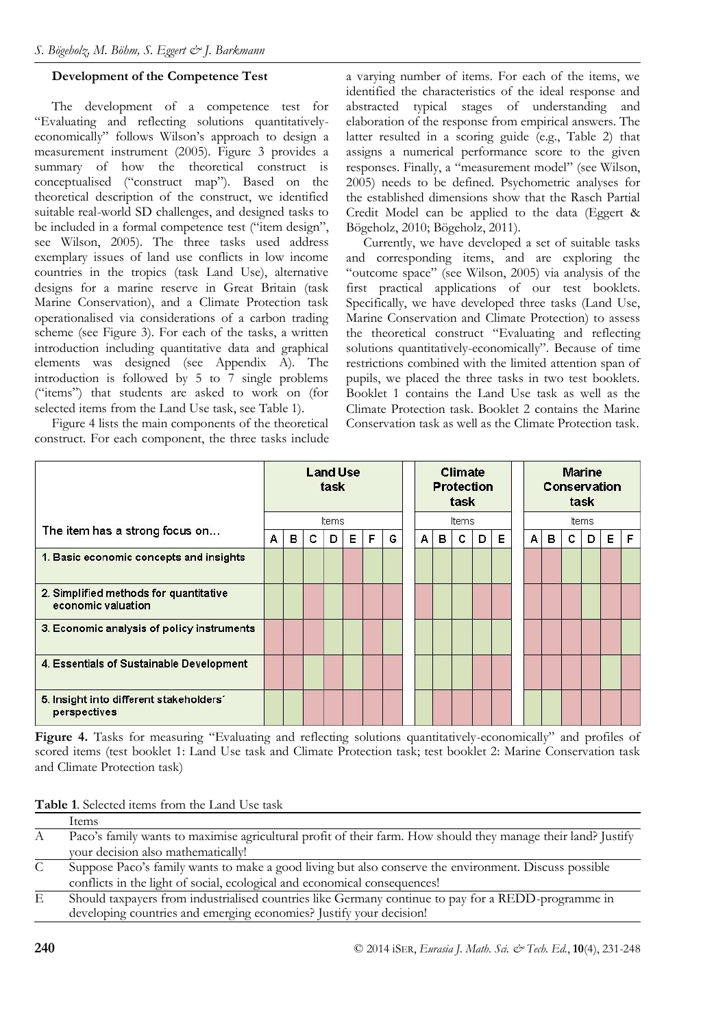**Development of the Competence Test**

The development of a competence test for "Evaluating and reflecting solutions quantitatively-economically" follows Wilson's approach to design a measurement instrument (2005). Figure 3 provides a summary of how the theoretical construct is conceptualised ("construct map"). Based on the theoretical description of the construct, we identified suitable real-world SD challenges, and designed tasks to be included in a formal competence test ("item design", see Wilson, 2005). The three tasks used address exemplary issues of land use conflicts in low income countries in the tropics (task Land Use), alternative designs for a marine reserve in Great Britain (task Marine Conservation), and a Climate Protection task operationalised via considerations of a carbon trading scheme (see Figure 3). For each of the tasks, a written introduction including quantitative data and graphical elements was designed (see Appendix A). The introduction is followed by 5 to 7 single problems ("items") that students are asked to work on (for selected items from the Land Use task, see Table 1).

Figure 4 lists the main components of the theoretical construct. For each component, the three tasks include a varying number of items. For each of the items, we identified the characteristics of the ideal response and abstracted typical stages of understanding and elaboration of the response from empirical answers. The latter resulted in a scoring guide (e.g., Table 2) that assigns a numerical performance score to the given responses. Finally, a "measurement model" (see Wilson, 2005) needs to be defined. Psychometric analyses for the established dimensions show that the Rasch Partial Credit Model can be applied to the data (Eggert & Bögeholz, 2010; Bögeholz, 2011).

Currently, we have developed a set of suitable tasks and corresponding items, and are exploring the "outcome space" (see Wilson, 2005) via analysis of the first practical applications of our test booklets. Specifically, we have developed three tasks (Land Use, Marine Conservation and Climate Protection) to assess the theoretical construct "Evaluating and reflecting solutions quantitatively-economically". Because of time restrictions combined with the limited attention span of pupils, we placed the three tasks in two test booklets. Booklet 1 contains the Land Use task as well as the Climate Protection task. Booklet 2 contains the Marine Conservation task as well as the Climate Protection task.

| The item has a strong focus on... | Land Use task | | | | | | | Climate Protection task | | | | | Marine Conservation task | | | | | |
|---|---|---|---|---|---|---|---|---|---|---|---|---|---|---|---|---|---|---|
| | Items | | | | | | | Items | | | | | Items | | | | | |
| | A | B | C | D | E | F | G | A | B | C | D | E | A | B | C | D | E | F |
| 1. Basic economic concepts and insights | ● | ● | ● | ● | | ● | ● | ● | ● | ● | ● | ● | | | ● | ● | | ● |
| 2. Simplified methods for quantitative economic valuation | ● | ● | | ● | | | | | ● | ● | | | | | | ● | | |
| 3. Economic analysis of policy instruments | | | | ● | ● | | ● | ● | ● | ● | ● | ● | | | | | | ● |
| 4. Essentials of Sustainable Development | | | ● | | ● | | | | ● | ● | | | | | | | ● | |
| 5. Insight into different stakeholders´ perspectives | ● | ● | | | | | | ● | | | | | ● | ● | | | | |

**Figure 4.** Tasks for measuring "Evaluating and reflecting solutions quantitatively-economically" and profiles of scored items (test booklet 1: Land Use task and Climate Protection task; test booklet 2: Marine Conservation task and Climate Protection task)

**Table 1**. Selected items from the Land Use task

| | Items |
|---|---|
| A | Paco's family wants to maximise agricultural profit of their farm. How should they manage their land? Justify your decision also mathematically! |
| C | Suppose Paco's family wants to make a good living but also conserve the environment. Discuss possible conflicts in the light of social, ecological and economical consequences! |
| E | Should taxpayers from industrialised countries like Germany continue to pay for a REDD-programme in developing countries and emerging economies? Justify your decision! |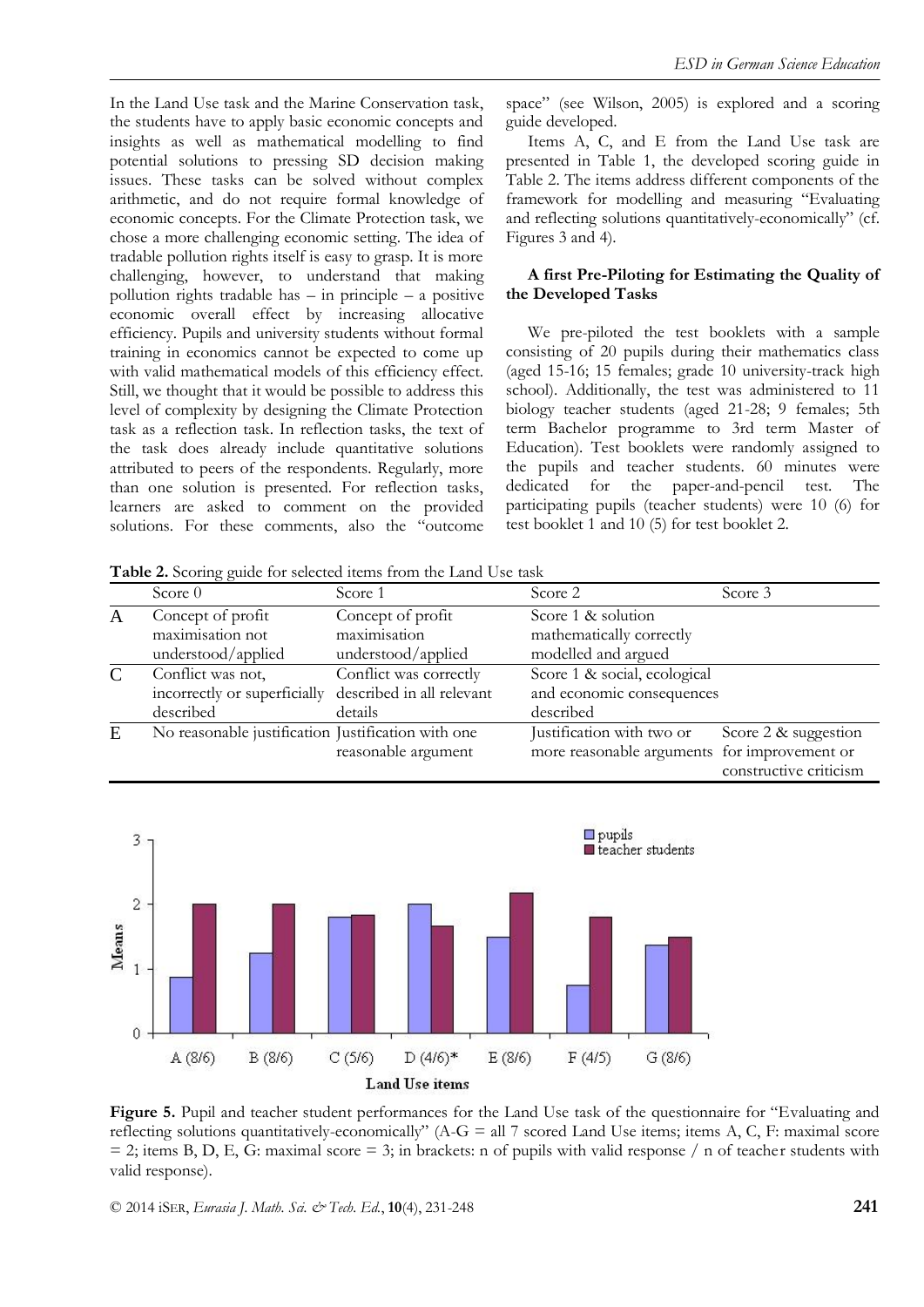In the Land Use task and the Marine Conservation task, the students have to apply basic economic concepts and insights as well as mathematical modelling to find potential solutions to pressing SD decision making issues. These tasks can be solved without complex arithmetic, and do not require formal knowledge of economic concepts. For the Climate Protection task, we chose a more challenging economic setting. The idea of tradable pollution rights itself is easy to grasp. It is more challenging, however, to understand that making pollution rights tradable has – in principle – a positive economic overall effect by increasing allocative efficiency. Pupils and university students without formal training in economics cannot be expected to come up with valid mathematical models of this efficiency effect. Still, we thought that it would be possible to address this level of complexity by designing the Climate Protection task as a reflection task. In reflection tasks, the text of the task does already include quantitative solutions attributed to peers of the respondents. Regularly, more than one solution is presented. For reflection tasks, learners are asked to comment on the provided solutions. For these comments, also the "outcome space" (see Wilson, 2005) is explored and a scoring guide developed.

Items A, C, and E from the Land Use task are presented in Table 1, the developed scoring guide in Table 2. The items address different components of the framework for modelling and measuring "Evaluating and reflecting solutions quantitatively-economically" (cf. Figures 3 and 4).

### A first Pre-Piloting for Estimating the Quality of the Developed Tasks

We pre-piloted the test booklets with a sample consisting of 20 pupils during their mathematics class (aged 15-16; 15 females; grade 10 university-track high school). Additionally, the test was administered to 11 biology teacher students (aged 21-28; 9 females; 5th term Bachelor programme to 3rd term Master of Education). Test booklets were randomly assigned to the pupils and teacher students. 60 minutes were dedicated for the paper-and-pencil test. The participating pupils (teacher students) were 10 (6) for test booklet 1 and 10 (5) for test booklet 2.

**Table 2.** Scoring guide for selected items from the Land Use task

| | Score 0 | Score 1 | Score 2 | Score 3 |
|---|---|---|---|---|
| A | Concept of profit maximisation not understood/applied | Concept of profit maximisation understood/applied | Score 1 & solution mathematically correctly modelled and argued | |
| C | Conflict was not, incorrectly or superficially described | Conflict was correctly described in all relevant details | Score 1 & social, ecological and economic consequences described | |
| E | No reasonable justification | Justification with one reasonable argument | Justification with two or more reasonable arguments | Score 2 & suggestion for improvement or constructive criticism |

**Figure 5.** Pupil and teacher student performances for the Land Use task of the questionnaire for "Evaluating and reflecting solutions quantitatively-economically" (A-G = all 7 scored Land Use items; items A, C, F: maximal score = 2; items B, D, E, G: maximal score = 3; in brackets: n of pupils with valid response / n of teacher students with valid response).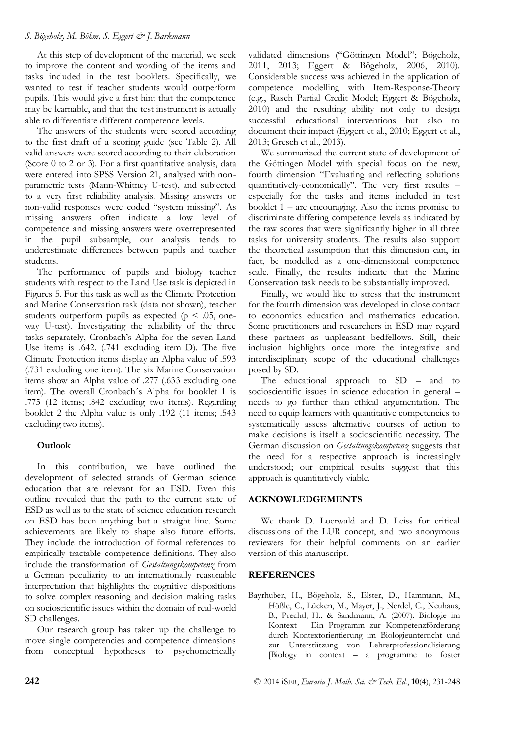At this step of development of the material, we seek to improve the content and wording of the items and tasks included in the test booklets. Specifically, we wanted to test if teacher students would outperform pupils. This would give a first hint that the competence may be learnable, and that the test instrument is actually able to differentiate different competence levels.

The answers of the students were scored according to the first draft of a scoring guide (see Table 2). All valid answers were scored according to their elaboration (Score 0 to 2 or 3). For a first quantitative analysis, data were entered into SPSS Version 21, analysed with non-parametric tests (Mann-Whitney U-test), and subjected to a very first reliability analysis. Missing answers or non-valid responses were coded "system missing". As missing answers often indicate a low level of competence and missing answers were overrepresented in the pupil subsample, our analysis tends to underestimate differences between pupils and teacher students.

The performance of pupils and biology teacher students with respect to the Land Use task is depicted in Figures 5. For this task as well as the Climate Protection and Marine Conservation task (data not shown), teacher students outperform pupils as expected ($p < .05$, one-way U-test). Investigating the reliability of the three tasks separately, Cronbach's Alpha for the seven Land Use items is .642. (.741 excluding item D). The five Climate Protection items display an Alpha value of .593 (.731 excluding one item). The six Marine Conservation items show an Alpha value of .277 (.633 excluding one item). The overall Cronbach´s Alpha for booklet 1 is .775 (12 items; .842 excluding two items). Regarding booklet 2 the Alpha value is only .192 (11 items; .543 excluding two items).

**Outlook**

In this contribution, we have outlined the development of selected strands of German science education that are relevant for an ESD. Even this outline revealed that the path to the current state of ESD as well as to the state of science education research on ESD has been anything but a straight line. Some achievements are likely to shape also future efforts. They include the introduction of formal references to empirically tractable competence definitions. They also include the transformation of *Gestaltungskompetenz* from a German peculiarity to an internationally reasonable interpretation that highlights the cognitive dispositions to solve complex reasoning and decision making tasks on socioscientific issues within the domain of real-world SD challenges.

Our research group has taken up the challenge to move single competencies and competence dimensions from conceptual hypotheses to psychometrically validated dimensions ("Göttingen Model"; Bögeholz, 2011, 2013; Eggert & Bögeholz, 2006, 2010). Considerable success was achieved in the application of competence modelling with Item-Response-Theory (e.g., Rasch Partial Credit Model; Eggert & Bögeholz, 2010) and the resulting ability not only to design successful educational interventions but also to document their impact (Eggert et al., 2010; Eggert et al., 2013; Gresch et al., 2013).

We summarized the current state of development of the Göttingen Model with special focus on the new, fourth dimension "Evaluating and reflecting solutions quantitatively-economically". The very first results – especially for the tasks and items included in test booklet 1 – are encouraging. Also the items promise to discriminate differing competence levels as indicated by the raw scores that were significantly higher in all three tasks for university students. The results also support the theoretical assumption that this dimension can, in fact, be modelled as a one-dimensional competence scale. Finally, the results indicate that the Marine Conservation task needs to be substantially improved.

Finally, we would like to stress that the instrument for the fourth dimension was developed in close contact to economics education and mathematics education. Some practitioners and researchers in ESD may regard these partners as unpleasant bedfellows. Still, their inclusion highlights once more the integrative and interdisciplinary scope of the educational challenges posed by SD.

The educational approach to SD – and to socioscientific issues in science education in general – needs to go further than ethical argumentation. The need to equip learners with quantitative competencies to systematically assess alternative courses of action to make decisions is itself a socioscientific necessity. The German discussion on *Gestaltungskompetenz* suggests that the need for a respective approach is increasingly understood; our empirical results suggest that this approach is quantitatively viable.

## ACKNOWLEDGEMENTS

We thank D. Loerwald and D. Leiss for critical discussions of the LUR concept, and two anonymous reviewers for their helpful comments on an earlier version of this manuscript.

## REFERENCES

Bayrhuber, H., Bögeholz, S., Elster, D., Hammann, M., Hößle, C., Lücken, M., Mayer, J., Nerdel, C., Neuhaus, B., Prechtl, H., & Sandmann, A. (2007). Biologie im Kontext – Ein Programm zur Kompetenzförderung durch Kontextorientierung im Biologieunterricht und zur Unterstützung von Lehrerprofessionalisierung [Biology in context – a programme to foster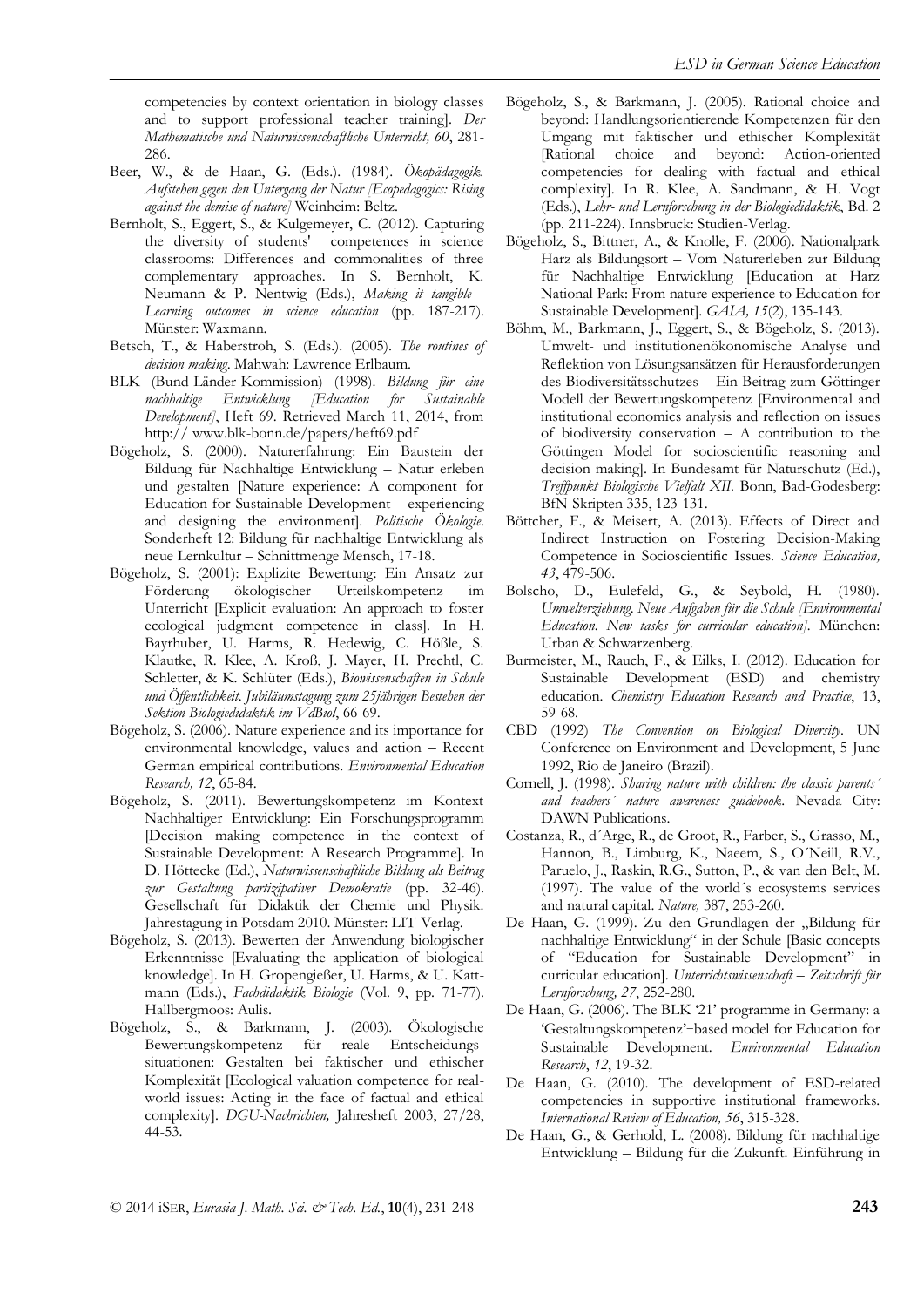competencies by context orientation in biology classes and to support professional teacher training]. *Der Mathematische und Naturwissenschaftliche Unterricht, 60*, 281-286.

Beer, W., & de Haan, G. (Eds.). (1984). *Ökopädagogik. Aufstehen gegen den Untergang der Natur [Ecopedagogics: Rising against the demise of nature]* Weinheim: Beltz.

Bernholt, S., Eggert, S., & Kulgemeyer, C. (2012). Capturing the diversity of students' competences in science classrooms: Differences and commonalities of three complementary approaches. In S. Bernholt, K. Neumann & P. Nentwig (Eds.), *Making it tangible - Learning outcomes in science education* (pp. 187-217). Münster: Waxmann.

Betsch, T., & Haberstroh, S. (Eds.). (2005). *The routines of decision making*. Mahwah: Lawrence Erlbaum.

BLK (Bund-Länder-Kommission) (1998). *Bildung für eine nachhaltige Entwicklung [Education for Sustainable Development]*, Heft 69. Retrieved March 11, 2014, from http:// www.blk-bonn.de/papers/heft69.pdf

Bögeholz, S. (2000). Naturerfahrung: Ein Baustein der Bildung für Nachhaltige Entwicklung – Natur erleben und gestalten [Nature experience: A component for Education for Sustainable Development – experiencing and designing the environment]. *Politische Ökologie*. Sonderheft 12: Bildung für nachhaltige Entwicklung als neue Lernkultur – Schnittmenge Mensch, 17-18.

Bögeholz, S. (2001): Explizite Bewertung: Ein Ansatz zur Förderung ökologischer Urteilskompetenz im Unterricht [Explicit evaluation: An approach to foster ecological judgment competence in class]. In H. Bayrhuber, U. Harms, R. Hedewig, C. Hößle, S. Klautke, R. Klee, A. Kroß, J. Mayer, H. Prechtl, C. Schletter, & K. Schlüter (Eds.), *Biowissenschaften in Schule und Öffentlichkeit. Jubiläumstagung zum 25jährigen Bestehen der Sektion Biologiedidaktik im VdBiol*, 66-69.

Bögeholz, S. (2006). Nature experience and its importance for environmental knowledge, values and action – Recent German empirical contributions. *Environmental Education Research, 12*, 65-84.

Bögeholz, S. (2011). Bewertungskompetenz im Kontext Nachhaltiger Entwicklung: Ein Forschungsprogramm [Decision making competence in the context of Sustainable Development: A Research Programme]. In D. Höttecke (Ed.), *Naturwissenschaftliche Bildung als Beitrag zur Gestaltung partizipativer Demokratie* (pp. 32-46). Gesellschaft für Didaktik der Chemie und Physik. Jahrestagung in Potsdam 2010. Münster: LIT-Verlag.

Bögeholz, S. (2013). Bewerten der Anwendung biologischer Erkenntnisse [Evaluating the application of biological knowledge]. In H. Gropengießer, U. Harms, & U. Kattmann (Eds.), *Fachdidaktik Biologie* (Vol. 9, pp. 71-77). Hallbergmoos: Aulis.

Bögeholz, S., & Barkmann, J. (2003). Ökologische Bewertungskompetenz für reale Entscheidungssituationen: Gestalten bei faktischer und ethischer Komplexität [Ecological valuation competence for real-world issues: Acting in the face of factual and ethical complexity]. *DGU-Nachrichten,* Jahresheft 2003, 27/28, 44-53.

Bögeholz, S., & Barkmann, J. (2005). Rational choice and beyond: Handlungsorientierende Kompetenzen für den Umgang mit faktischer und ethischer Komplexität [Rational choice and beyond: Action-oriented competencies for dealing with factual and ethical complexity]. In R. Klee, A. Sandmann, & H. Vogt (Eds.), *Lehr- und Lernforschung in der Biologiedidaktik*, Bd. 2 (pp. 211-224). Innsbruck: Studien-Verlag.

Bögeholz, S., Bittner, A., & Knolle, F. (2006). Nationalpark Harz als Bildungsort – Vom Naturerleben zur Bildung für Nachhaltige Entwicklung [Education at Harz National Park: From nature experience to Education for Sustainable Development]. *GAIA, 15*(2), 135-143.

Böhm, M., Barkmann, J., Eggert, S., & Bögeholz, S. (2013). Umwelt- und institutionenökonomische Analyse und Reflektion von Lösungsansätzen für Herausforderungen des Biodiversitätsschutzes – Ein Beitrag zum Göttinger Modell der Bewertungskompetenz [Environmental and institutional economics analysis and reflection on issues of biodiversity conservation – A contribution to the Göttingen Model for socioscientific reasoning and decision making]. In Bundesamt für Naturschutz (Ed.), *Treffpunkt Biologische Vielfalt XII*. Bonn, Bad-Godesberg: BfN-Skripten 335, 123-131.

Böttcher, F., & Meisert, A. (2013). Effects of Direct and Indirect Instruction on Fostering Decision-Making Competence in Socioscientific Issues. *Science Education, 43*, 479-506.

Bolscho, D., Eulefeld, G., & Seybold, H. (1980). *Umwelterziehung. Neue Aufgaben für die Schule [Environmental Education. New tasks for curricular education]*. München: Urban & Schwarzenberg.

Burmeister, M., Rauch, F., & Eilks, I. (2012). Education for Sustainable Development (ESD) and chemistry education. *Chemistry Education Research and Practice*, 13, 59-68.

CBD (1992) *The Convention on Biological Diversity*. UN Conference on Environment and Development, 5 June 1992, Rio de Janeiro (Brazil).

Cornell, J. (1998). *Sharing nature with children: the classic parents´ and teachers´ nature awareness guidebook*. Nevada City: DAWN Publications.

Costanza, R., d´Arge, R., de Groot, R., Farber, S., Grasso, M., Hannon, B., Limburg, K., Naeem, S., O´Neill, R.V., Paruelo, J., Raskin, R.G., Sutton, P., & van den Belt, M. (1997). The value of the world´s ecosystems services and natural capital. *Nature,* 387, 253-260.

De Haan, G. (1999). Zu den Grundlagen der „Bildung für nachhaltige Entwicklung" in der Schule [Basic concepts of "Education for Sustainable Development" in curricular education]. *Unterrichtswissenschaft – Zeitschrift für Lernforschung, 27*, 252-280.

De Haan, G. (2006). The BLK '21' programme in Germany: a 'Gestaltungskompetenz'-based model for Education for Sustainable Development. *Environmental Education Research*, *12*, 19-32.

De Haan, G. (2010). The development of ESD-related competencies in supportive institutional frameworks. *International Review of Education, 56*, 315-328.

De Haan, G., & Gerhold, L. (2008). Bildung für nachhaltige Entwicklung – Bildung für die Zukunft. Einführung in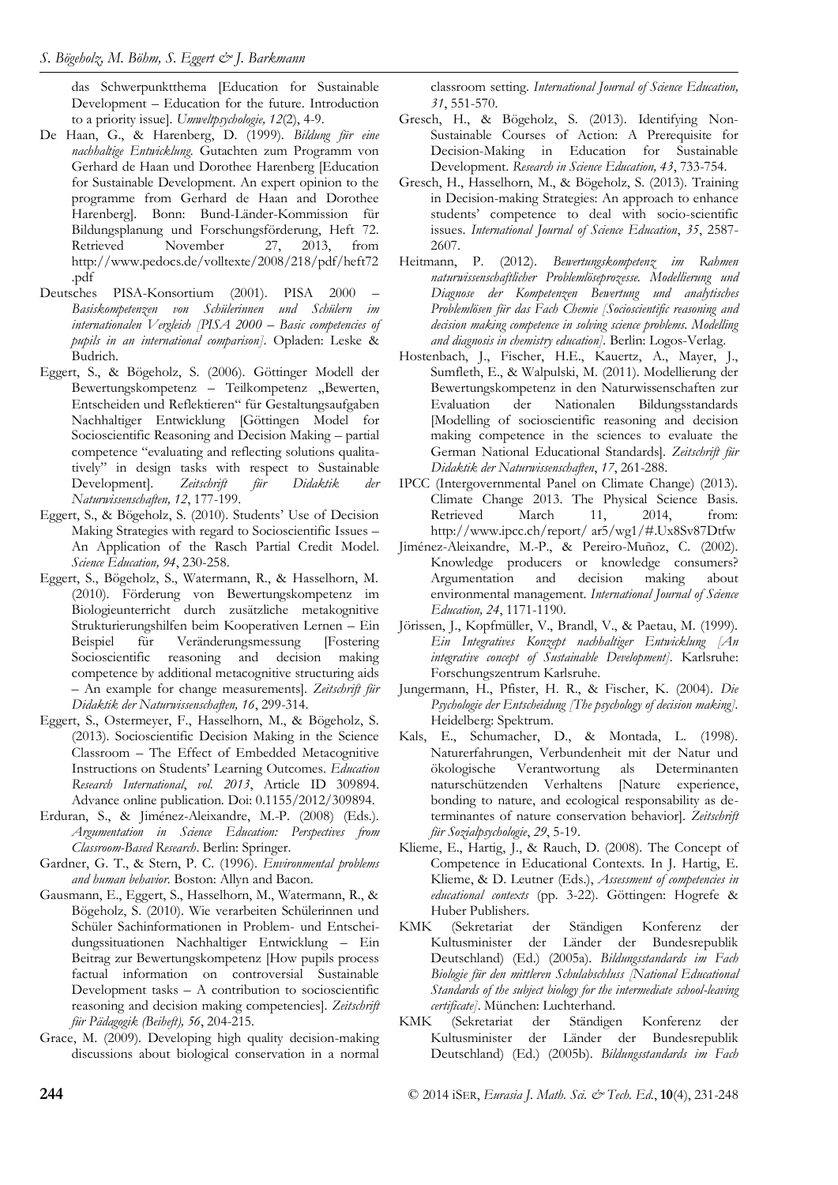das Schwerpunktthema [Education for Sustainable Development – Education for the future. Introduction to a priority issue]. *Umweltpsychologie, 12*(2), 4-9.

De Haan, G., & Harenberg, D. (1999). *Bildung für eine nachhaltige Entwicklung.* Gutachten zum Programm von Gerhard de Haan und Dorothee Harenberg [Education for Sustainable Development. An expert opinion to the programme from Gerhard de Haan and Dorothee Harenberg]. Bonn: Bund-Länder-Kommission für Bildungsplanung und Forschungsförderung, Heft 72. Retrieved November 27, 2013, from http://www.pedocs.de/volltexte/2008/218/pdf/heft72.pdf

Deutsches PISA-Konsortium (2001). PISA 2000 – *Basiskompetenzen von Schülerinnen und Schülern im internationalen Vergleich [PISA 2000 – Basic competencies of pupils in an international comparison].* Opladen: Leske & Budrich.

Eggert, S., & Bögeholz, S. (2006). Göttinger Modell der Bewertungskompetenz – Teilkompetenz „Bewerten, Entscheiden und Reflektieren" für Gestaltungsaufgaben Nachhaltiger Entwicklung [Göttingen Model for Socioscientific Reasoning and Decision Making – partial competence "evaluating and reflecting solutions qualitatively" in design tasks with respect to Sustainable Development]. *Zeitschrift für Didaktik der Naturwissenschaften, 12*, 177-199.

Eggert, S., & Bögeholz, S. (2010). Students' Use of Decision Making Strategies with regard to Socioscientific Issues – An Application of the Rasch Partial Credit Model. *Science Education, 94*, 230-258.

Eggert, S., Bögeholz, S., Watermann, R., & Hasselhorn, M. (2010). Förderung von Bewertungskompetenz im Biologieunterricht durch zusätzliche metakognitive Strukturierungshilfen beim Kooperativen Lernen – Ein Beispiel für Veränderungsmessung [Fostering Socioscientific reasoning and decision making competence by additional metacognitive structuring aids – An example for change measurements]. *Zeitschrift für Didaktik der Naturwissenschaften, 16*, 299-314.

Eggert, S., Ostermeyer, F., Hasselhorn, M., & Bögeholz, S. (2013). Socioscientific Decision Making in the Science Classroom – The Effect of Embedded Metacognitive Instructions on Students' Learning Outcomes. *Education Research International*, *vol. 2013*, Article ID 309894. Advance online publication. Doi: 0.1155/2012/309894.

Erduran, S., & Jiménez-Aleixandre, M.-P. (2008) (Eds.). *Argumentation in Science Education: Perspectives from Classroom-Based Research*. Berlin: Springer.

Gardner, G. T., & Stern, P. C. (1996). *Environmental problems and human behavior.* Boston: Allyn and Bacon.

Gausmann, E., Eggert, S., Hasselhorn, M., Watermann, R., & Bögeholz, S. (2010). Wie verarbeiten Schülerinnen und Schüler Sachinformationen in Problem- und Entscheidungssituationen Nachhaltiger Entwicklung – Ein Beitrag zur Bewertungskompetenz [How pupils process factual information on controversial Sustainable Development tasks – A contribution to socioscientific reasoning and decision making competencies]. *Zeitschrift für Pädagogik (Beiheft), 56*, 204-215.

Grace, M. (2009). Developing high quality decision-making discussions about biological conservation in a normal classroom setting. *International Journal of Science Education, 31*, 551-570.

Gresch, H., & Bögeholz, S. (2013). Identifying Non-Sustainable Courses of Action: A Prerequisite for Decision-Making in Education for Sustainable Development. *Research in Science Education, 43*, 733-754.

Gresch, H., Hasselhorn, M., & Bögeholz, S. (2013). Training in Decision-making Strategies: An approach to enhance students' competence to deal with socio-scientific issues. *International Journal of Science Education*, *35*, 2587-2607.

Heitmann, P. (2012). *Bewertungskompetenz im Rahmen naturwissenschaftlicher Problemlöseprozesse. Modellierung und Diagnose der Kompetenzen Bewertung und analytisches Problemlösen für das Fach Chemie [Socioscientific reasoning and decision making competence in solving science problems. Modelling and diagnosis in chemistry education].* Berlin: Logos-Verlag.

Hostenbach, J., Fischer, H.E., Kauertz, A., Mayer, J., Sumfleth, E., & Walpulski, M. (2011). Modellierung der Bewertungskompetenz in den Naturwissenschaften zur Evaluation der Nationalen Bildungsstandards [Modelling of socioscientific reasoning and decision making competence in the sciences to evaluate the German National Educational Standards]. *Zeitschrift für Didaktik der Naturwissenschaften*, *17*, 261-288.

IPCC (Intergovernmental Panel on Climate Change) (2013). Climate Change 2013. The Physical Science Basis. Retrieved March 11, 2014, from: http://www.ipcc.ch/report/ ar5/wg1/#.Ux8Sv87Dtfw

Jiménez-Aleixandre, M.-P., & Pereiro-Muñoz, C. (2002). Knowledge producers or knowledge consumers? Argumentation and decision making about environmental management. *International Journal of Science Education, 24*, 1171-1190.

Jörissen, J., Kopfmüller, V., Brandl, V., & Paetau, M. (1999). *Ein Integratives Konzept nachhaltiger Entwicklung [An integrative concept of Sustainable Development].* Karlsruhe: Forschungszentrum Karlsruhe.

Jungermann, H., Pfister, H. R., & Fischer, K. (2004). *Die Psychologie der Entscheidung [The psychology of decision making].* Heidelberg: Spektrum.

Kals, E., Schumacher, D., & Montada, L. (1998). Naturerfahrungen, Verbundenheit mit der Natur und ökologische Verantwortung als Determinanten naturschützenden Verhaltens [Nature experience, bonding to nature, and ecological responsability as determinantes of nature conservation behavior]. *Zeitschrift für Sozialpsychologie*, *29*, 5-19.

Klieme, E., Hartig, J., & Rauch, D. (2008). The Concept of Competence in Educational Contexts. In J. Hartig, E. Klieme, & D. Leutner (Eds.), *Assessment of competencies in educational contexts* (pp. 3-22). Göttingen: Hogrefe & Huber Publishers.

KMK (Sekretariat der Ständigen Konferenz der Kultusminister der Länder der Bundesrepublik Deutschland) (Ed.) (2005a). *Bildungsstandards im Fach Biologie für den mittleren Schulabschluss [National Educational Standards of the subject biology for the intermediate school-leaving certificate]*. München: Luchterhand.

KMK (Sekretariat der Ständigen Konferenz der Kultusminister der Länder der Bundesrepublik Deutschland) (Ed.) (2005b). *Bildungsstandards im Fach*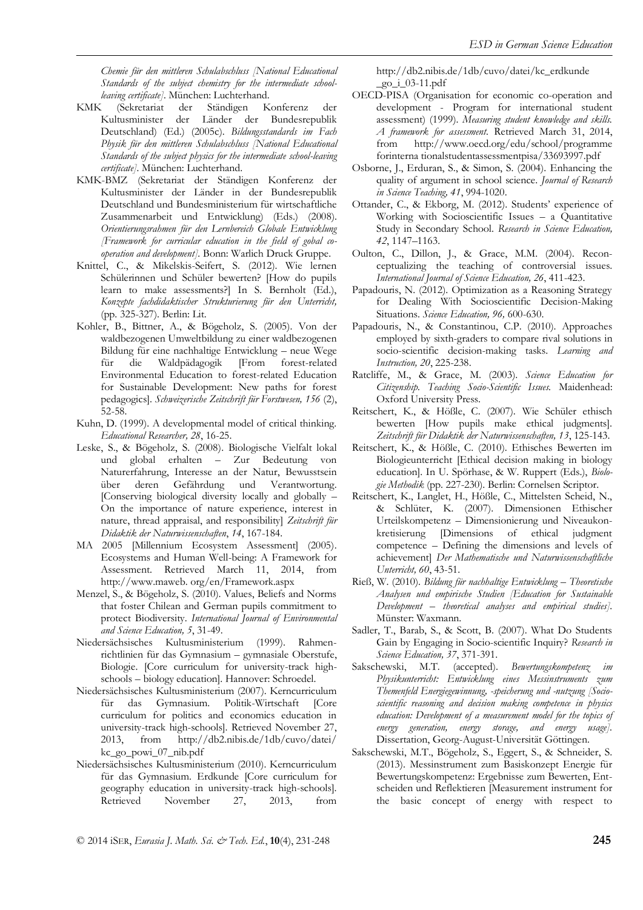*Chemie für den mittleren Schulabschluss [National Educational Standards of the subject chemistry for the intermediate school-leaving certificate]*. München: Luchterhand.

KMK (Sekretariat der Ständigen Konferenz der Kultusminister der Länder der Bundesrepublik Deutschland) (Ed.) (2005c). *Bildungsstandards im Fach Physik für den mittleren Schulabschluss [National Educational Standards of the subject physics for the intermediate school-leaving certificate]*. München: Luchterhand.

KMK-BMZ (Sekretariat der Ständigen Konferenz der Kultusminister der Länder in der Bundesrepublik Deutschland und Bundesministerium für wirtschaftliche Zusammenarbeit und Entwicklung) (Eds.) (2008). *Orientierungsrahmen für den Lernbereich Globale Entwicklung [Framework for curricular education in the field of gobal co-operation and development]*. Bonn: Warlich Druck Gruppe.

Knittel, C., & Mikelskis-Seifert, S. (2012). Wie lernen Schülerinnen und Schüler bewerten? [How do pupils learn to make assessments?] In S. Bernholt (Ed.), *Konzepte fachdidaktischer Strukturierung für den Unterricht,* (pp. 325-327). Berlin: Lit.

Kohler, B., Bittner, A., & Bögeholz, S. (2005). Von der waldbezogenen Umweltbildung zu einer waldbezogenen Bildung für eine nachhaltige Entwicklung – neue Wege für die Waldpädagogik [From forest-related Environmental Education to forest-related Education for Sustainable Development: New paths for forest pedagogics]. *Schweizerische Zeitschrift für Forstwesen, 156* (2), 52-58.

Kuhn, D. (1999). A developmental model of critical thinking. *Educational Researcher, 28*, 16-25.

Leske, S., & Bögeholz, S. (2008). Biologische Vielfalt lokal und global erhalten – Zur Bedeutung von Naturerfahrung, Interesse an der Natur, Bewusstsein über deren Gefährdung und Verantwortung. [Conserving biological diversity locally and globally – On the importance of nature experience, interest in nature, thread appraisal, and responsibility] *Zeitschrift für Didaktik der Naturwissenschaften*, *14*, 167-184.

MA 2005 [Millennium Ecosystem Assessment] (2005). Ecosystems and Human Well-being: A Framework for Assessment. Retrieved March 11, 2014, from http://www.maweb. org/en/Framework.aspx

Menzel, S., & Bögeholz, S. (2010). Values, Beliefs and Norms that foster Chilean and German pupils commitment to protect Biodiversity. *International Journal of Environmental and Science Education, 5*, 31-49.

Niedersächsisches Kultusministerium (1999). Rahmenrichtlinien für das Gymnasium – gymnasiale Oberstufe, Biologie. [Core curriculum for university-track high-schools – biology education]. Hannover: Schroedel.

Niedersächsisches Kultusministerium (2007). Kerncurriculum für das Gymnasium. Politik-Wirtschaft [Core curriculum for politics and economics education in university-track high-schools]. Retrieved November 27, 2013, from http://db2.nibis.de/1db/cuvo/datei/kc_go_powi_07_nib.pdf

Niedersächsisches Kultusministerium (2010). Kerncurriculum für das Gymnasium. Erdkunde [Core curriculum for geography education in university-track high-schools]. Retrieved November 27, 2013, from http://db2.nibis.de/1db/cuvo/datei/kc_erdkunde_go_i_03-11.pdf

OECD-PISA (Organisation for economic co-operation and development - Program for international student assessment) (1999). *Measuring student knowledge and skills. A framework for assessment*. Retrieved March 31, 2014, from http://www.oecd.org/edu/school/programmeforinternationalstudentassessmentpisa/33693997.pdf

Osborne, J., Erduran, S., & Simon, S. (2004). Enhancing the quality of argument in school science. *Journal of Research in Science Teaching, 41*, 994-1020.

Ottander, C., & Ekborg, M. (2012). Students' experience of Working with Socioscientific Issues – a Quantitative Study in Secondary School. *Research in Science Education, 42*, 1147–1163.

Oulton, C., Dillon, J., & Grace, M.M. (2004). Reconceptualizing the teaching of controversial issues. *International Journal of Science Education, 26*, 411-423.

Papadouris, N. (2012). Optimization as a Reasoning Strategy for Dealing With Socioscientific Decision-Making Situations. *Science Education, 96,* 600-630.

Papadouris, N., & Constantinou, C.P. (2010). Approaches employed by sixth-graders to compare rival solutions in socio-scientific decision-making tasks. *Learning and Instruction, 20*, 225-238.

Ratcliffe, M., & Grace, M. (2003). *Science Education for Citizenship. Teaching Socio-Scientific Issues.* Maidenhead: Oxford University Press.

Reitschert, K., & Hößle, C. (2007). Wie Schüler ethisch bewerten [How pupils make ethical judgments]. *Zeitschrift für Didaktik der Naturwissenschaften, 13*, 125-143.

Reitschert, K., & Hößle, C. (2010). Ethisches Bewerten im Biologieunterricht [Ethical decision making in biology education]. In U. Spörhase, & W. Ruppert (Eds.), *Biologie Methodik* (pp. 227-230). Berlin: Cornelsen Scriptor.

Reitschert, K., Langlet, H., Hößle, C., Mittelsten Scheid, N., & Schlüter, K. (2007). Dimensionen Ethischer Urteilskompetenz – Dimensionierung und Niveaukonkretisierung [Dimensions of ethical judgment competence – Defining the dimensions and levels of achievement] *Der Mathematische und Naturwissenschaftliche Unterricht, 60*, 43-51.

Rieß, W. (2010). *Bildung für nachhaltige Entwicklung – Theoretische Analysen und empirische Studien [Education for Sustainable Development – theoretical analyses and empirical studies]*. Münster: Waxmann.

Sadler, T., Barab, S., & Scott, B. (2007). What Do Students Gain by Engaging in Socio-scientific Inquiry? *Research in Science Education, 37*, 371-391.

Sakschewski, M.T. (accepted). *Bewertungskompetenz im Physikunterricht: Entwicklung eines Messinstruments zum Themenfeld Energiegewinnung, -speicherung und -nutzung [Socio-scientific reasoning and decision making competence in physics education: Development of a measurement model for the topics of energy generation, energy storage, and energy usage]*. Dissertation, Georg-August-Universität Göttingen.

Sakschewski, M.T., Bögeholz, S., Eggert, S., & Schneider, S. (2013). Messinstrument zum Basiskonzept Energie für Bewertungskompetenz: Ergebnisse zum Bewerten, Entscheiden und Reflektieren [Measurement instrument for the basic concept of energy with respect to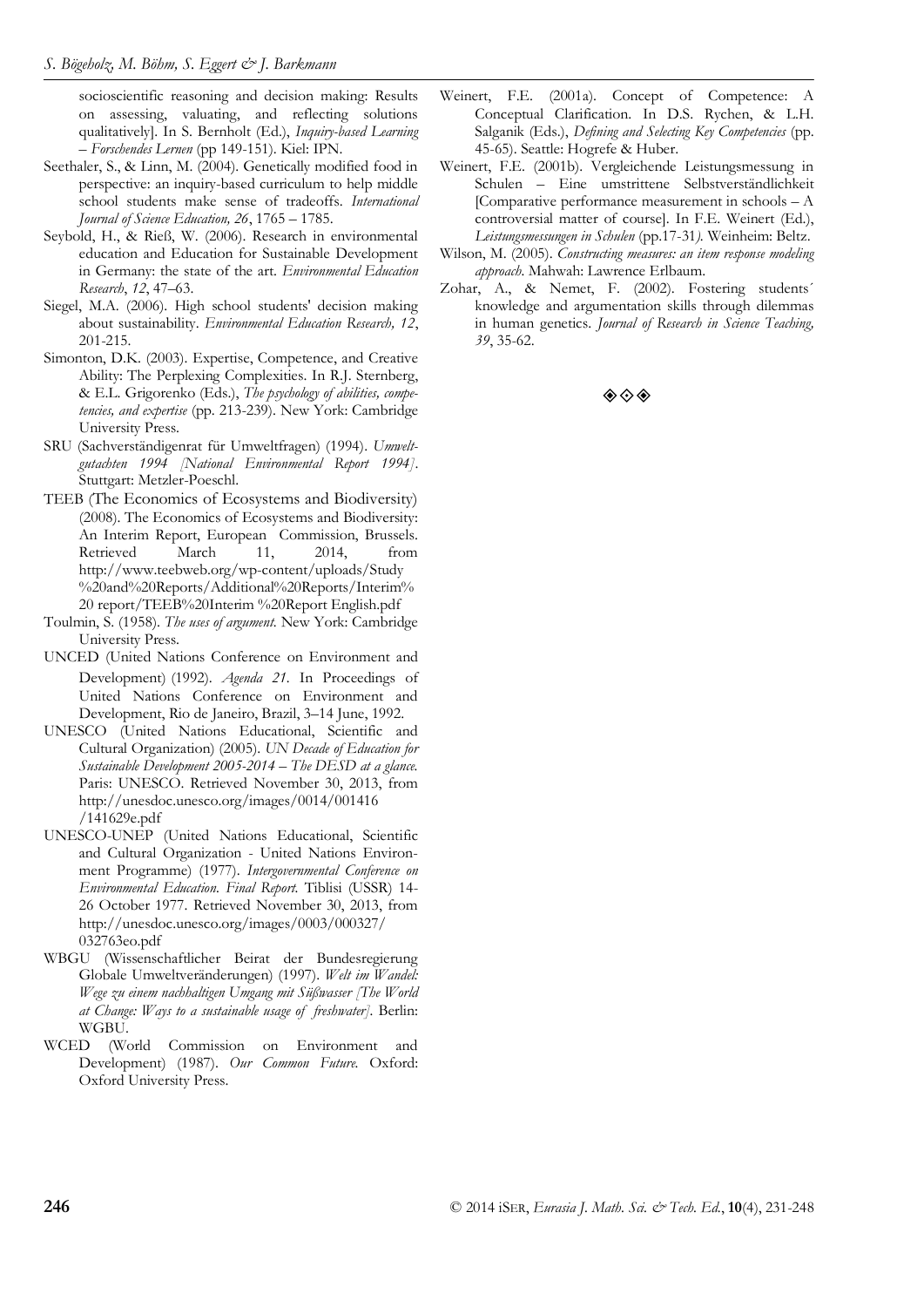socioscientific reasoning and decision making: Results on assessing, valuating, and reflecting solutions qualitatively]. In S. Bernholt (Ed.), *Inquiry-based Learning – Forschendes Lernen* (pp 149-151). Kiel: IPN.

Seethaler, S., & Linn, M. (2004). Genetically modified food in perspective: an inquiry-based curriculum to help middle school students make sense of tradeoffs. *International Journal of Science Education, 26*, 1765 – 1785.

Seybold, H., & Rieß, W. (2006). Research in environmental education and Education for Sustainable Development in Germany: the state of the art. *Environmental Education Research*, *12*, 47–63.

Siegel, M.A. (2006). High school students' decision making about sustainability. *Environmental Education Research, 12*, 201-215.

Simonton, D.K. (2003). Expertise, Competence, and Creative Ability: The Perplexing Complexities. In R.J. Sternberg, & E.L. Grigorenko (Eds.), *The psychology of abilities, competencies, and expertise* (pp. 213-239). New York: Cambridge University Press.

SRU (Sachverständigenrat für Umweltfragen) (1994). *Umweltgutachten 1994 [National Environmental Report 1994]*. Stuttgart: Metzler-Poeschl.

TEEB (The Economics of Ecosystems and Biodiversity) (2008). The Economics of Ecosystems and Biodiversity: An Interim Report, European Commission, Brussels. Retrieved March 11, 2014, from http://www.teebweb.org/wp-content/uploads/Study%20and%20Reports/Additional%20Reports/Interim%20 report/TEEB%20Interim %20Report English.pdf

Toulmin, S. (1958). *The uses of argument.* New York: Cambridge University Press.

UNCED (United Nations Conference on Environment and Development) (1992). *Agenda 21.* In Proceedings of United Nations Conference on Environment and Development, Rio de Janeiro, Brazil, 3–14 June, 1992.

UNESCO (United Nations Educational, Scientific and Cultural Organization) (2005). *UN Decade of Education for Sustainable Development 2005-2014 – The DESD at a glance.* Paris: UNESCO. Retrieved November 30, 2013, from http://unesdoc.unesco.org/images/0014/001416/141629e.pdf

UNESCO-UNEP (United Nations Educational, Scientific and Cultural Organization - United Nations Environment Programme) (1977). *Intergovernmental Conference on Environmental Education. Final Report.* Tiblisi (USSR) 14-26 October 1977. Retrieved November 30, 2013, from http://unesdoc.unesco.org/images/0003/000327/032763eo.pdf

WBGU (Wissenschaftlicher Beirat der Bundesregierung Globale Umweltveränderungen) (1997). *Welt im Wandel: Wege zu einem nachhaltigen Umgang mit Süßwasser [The World at Change: Ways to a sustainable usage of freshwater].* Berlin: WGBU.

WCED (World Commission on Environment and Development) (1987). *Our Common Future.* Oxford: Oxford University Press.

Weinert, F.E. (2001a). Concept of Competence: A Conceptual Clarification. In D.S. Rychen, & L.H. Salganik (Eds.), *Defining and Selecting Key Competencies* (pp. 45-65). Seattle: Hogrefe & Huber.

Weinert, F.E. (2001b). Vergleichende Leistungsmessung in Schulen – Eine umstrittene Selbstverständlichkeit [Comparative performance measurement in schools – A controversial matter of course]. In F.E. Weinert (Ed.), *Leistungsmessungen in Schulen* (pp.17-31*).* Weinheim: Beltz.

Wilson, M. (2005). *Constructing measures: an item response modeling approach.* Mahwah: Lawrence Erlbaum.

Zohar, A., & Nemet, F. (2002). Fostering students´ knowledge and argumentation skills through dilemmas in human genetics. *Journal of Research in Science Teaching, 39*, 35-62.

◈◇◈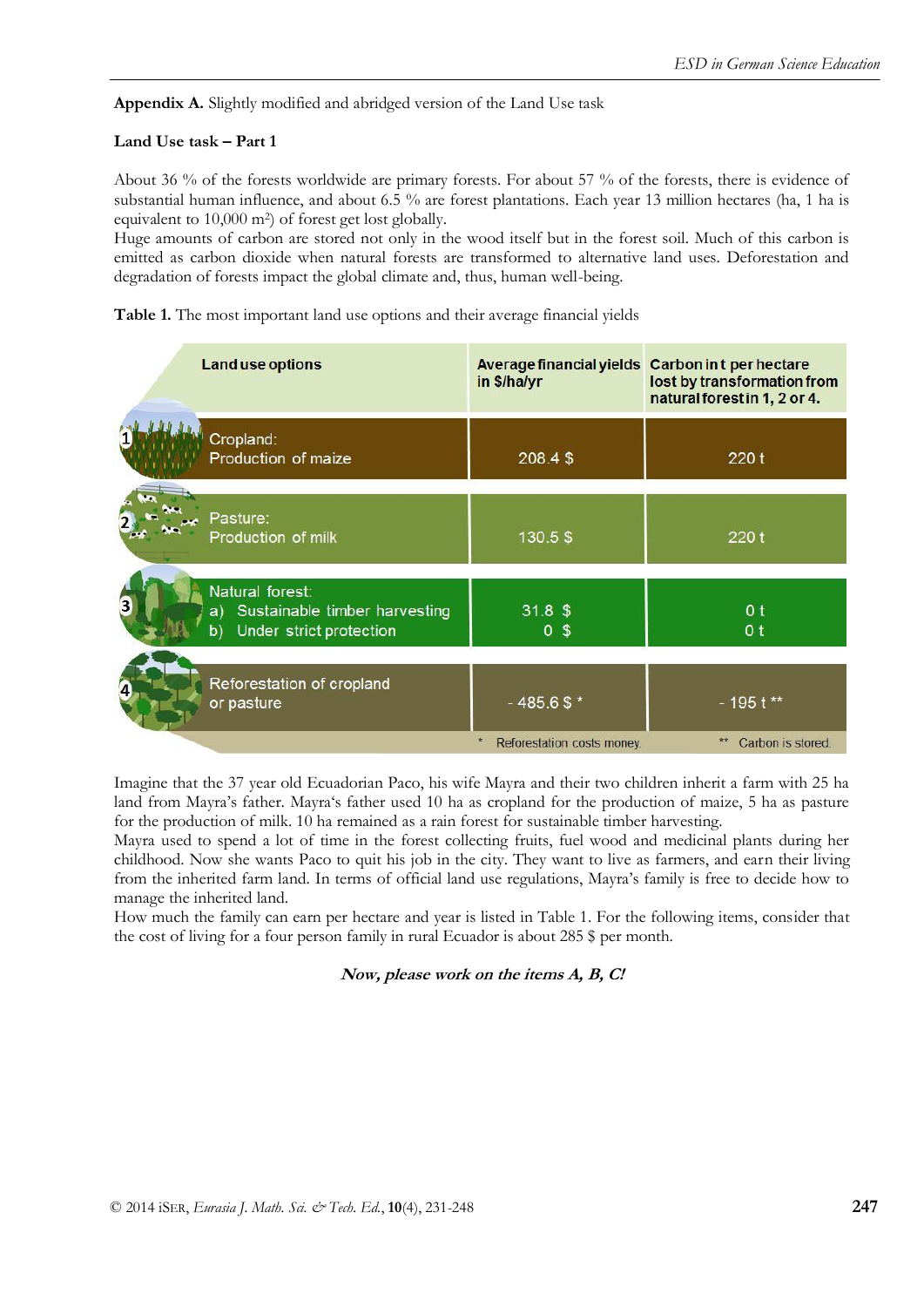**Appendix A.** Slightly modified and abridged version of the Land Use task

**Land Use task – Part 1**

About 36 % of the forests worldwide are primary forests. For about 57 % of the forests, there is evidence of substantial human influence, and about 6.5 % are forest plantations. Each year 13 million hectares (ha, 1 ha is equivalent to 10,000 m$^2$) of forest get lost globally.
Huge amounts of carbon are stored not only in the wood itself but in the forest soil. Much of this carbon is emitted as carbon dioxide when natural forests are transformed to alternative land uses. Deforestation and degradation of forests impact the global climate and, thus, human well-being.

**Table 1.** The most important land use options and their average financial yields

| Land use options | Average financial yields in $/ha/yr | Carbon in t per hectare lost by transformation from natural forest in 1, 2 or 4. |
|---|---|---|
| 1 Cropland: Production of maize | 208.4 $ | 220 t |
| 2 Pasture: Production of milk | 130.5 $ | 220 t |
| 3 Natural forest: a) Sustainable timber harvesting | 31.8 $ | 0 t |
| b) Under strict protection | 0 $ | 0 t |
| 4 Reforestation of cropland or pasture | - 485.6 $ * | - 195 t ** |
| | * Reforestation costs money. | ** Carbon is stored. |

Imagine that the 37 year old Ecuadorian Paco, his wife Mayra and their two children inherit a farm with 25 ha land from Mayra's father. Mayra's father used 10 ha as cropland for the production of maize, 5 ha as pasture for the production of milk. 10 ha remained as a rain forest for sustainable timber harvesting.
Mayra used to spend a lot of time in the forest collecting fruits, fuel wood and medicinal plants during her childhood. Now she wants Paco to quit his job in the city. They want to live as farmers, and earn their living from the inherited farm land. In terms of official land use regulations, Mayra's family is free to decide how to manage the inherited land.
How much the family can earn per hectare and year is listed in Table 1. For the following items, consider that the cost of living for a four person family in rural Ecuador is about 285 $ per month.

***Now, please work on the items A, B, C!***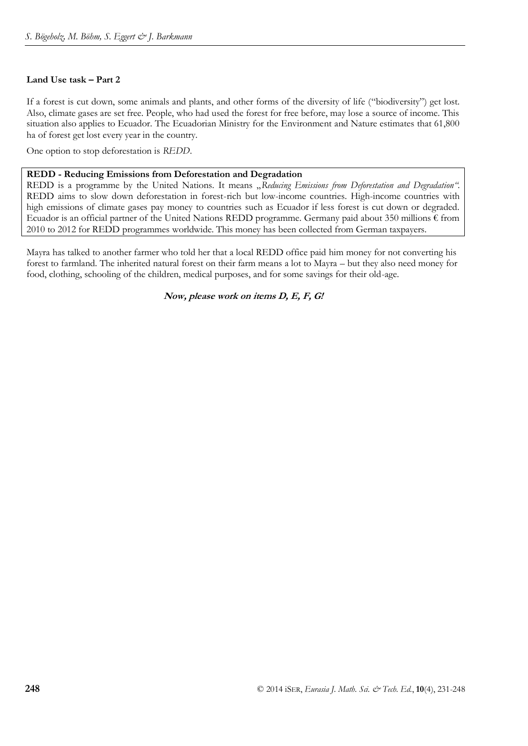**Land Use task – Part 2**

If a forest is cut down, some animals and plants, and other forms of the diversity of life ("biodiversity") get lost. Also, climate gases are set free. People, who had used the forest for free before, may lose a source of income. This situation also applies to Ecuador. The Ecuadorian Ministry for the Environment and Nature estimates that 61,800 ha of forest get lost every year in the country.

One option to stop deforestation is *REDD*.

**REDD - Reducing Emissions from Deforestation and Degradation**
REDD is a programme by the United Nations. It means „*Reducing Emissions from Deforestation and Degradation*". REDD aims to slow down deforestation in forest-rich but low-income countries. High-income countries with high emissions of climate gases pay money to countries such as Ecuador if less forest is cut down or degraded. Ecuador is an official partner of the United Nations REDD programme. Germany paid about 350 millions € from 2010 to 2012 for REDD programmes worldwide. This money has been collected from German taxpayers.

Mayra has talked to another farmer who told her that a local REDD office paid him money for not converting his forest to farmland. The inherited natural forest on their farm means a lot to Mayra – but they also need money for food, clothing, schooling of the children, medical purposes, and for some savings for their old-age.

***Now, please work on items D, E, F, G!***